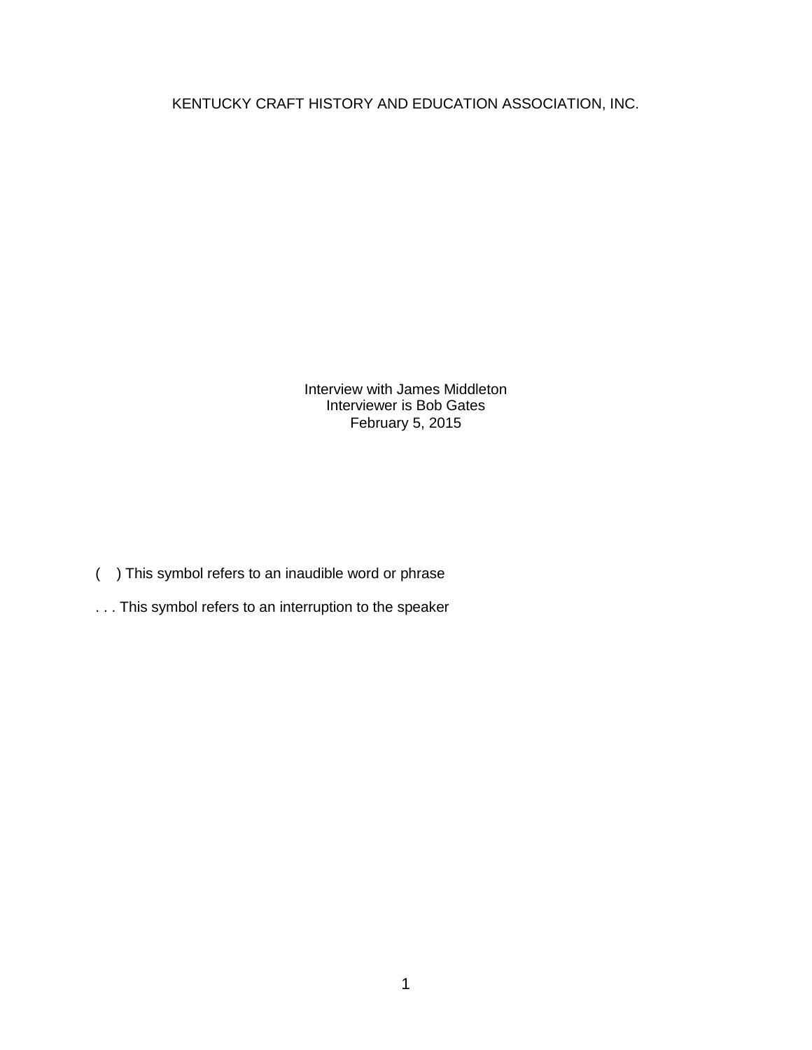KENTUCKY CRAFT HISTORY AND EDUCATION ASSOCIATION, INC.

Interview with James Middleton
Interviewer is Bob Gates
February 5, 2015

(    ) This symbol refers to an inaudible word or phrase

. . . This symbol refers to an interruption to the speaker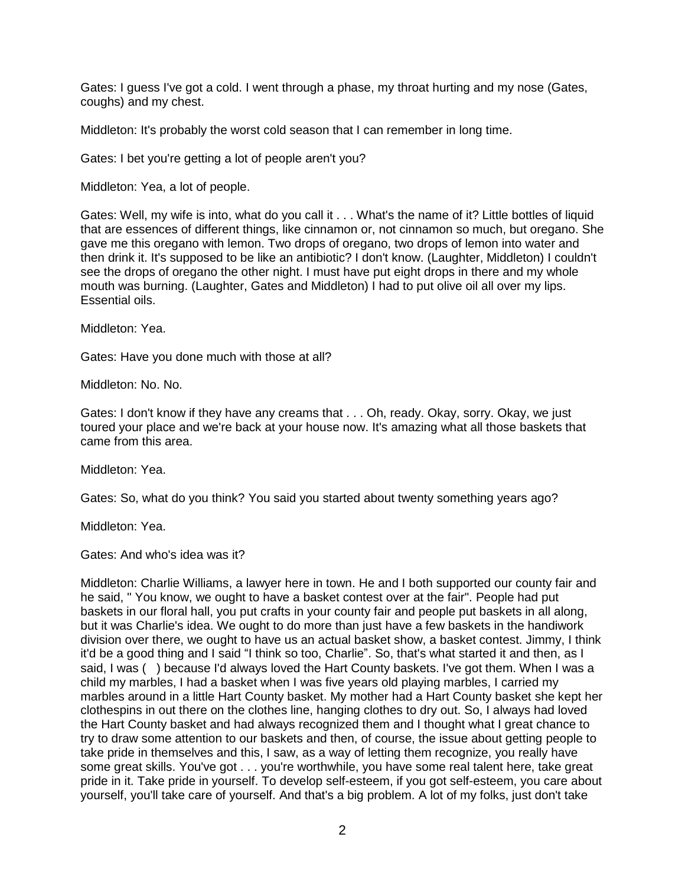Gates: I guess I've got a cold. I went through a phase, my throat hurting and my nose (Gates, coughs) and my chest.

Middleton: It's probably the worst cold season that I can remember in long time.

Gates: I bet you're getting a lot of people aren't you?

Middleton: Yea, a lot of people.

Gates: Well, my wife is into, what do you call it . . . What's the name of it? Little bottles of liquid that are essences of different things, like cinnamon or, not cinnamon so much, but oregano. She gave me this oregano with lemon. Two drops of oregano, two drops of lemon into water and then drink it. It's supposed to be like an antibiotic? I don't know. (Laughter, Middleton) I couldn't see the drops of oregano the other night. I must have put eight drops in there and my whole mouth was burning. (Laughter, Gates and Middleton) I had to put olive oil all over my lips. Essential oils.

Middleton: Yea.

Gates: Have you done much with those at all?

Middleton: No. No.

Gates: I don't know if they have any creams that . . . Oh, ready. Okay, sorry. Okay, we just toured your place and we're back at your house now. It's amazing what all those baskets that came from this area.

Middleton: Yea.

Gates: So, what do you think? You said you started about twenty something years ago?

Middleton: Yea.

Gates: And who's idea was it?

Middleton: Charlie Williams, a lawyer here in town. He and I both supported our county fair and he said, " You know, we ought to have a basket contest over at the fair". People had put baskets in our floral hall, you put crafts in your county fair and people put baskets in all along, but it was Charlie's idea. We ought to do more than just have a few baskets in the handiwork division over there, we ought to have us an actual basket show, a basket contest. Jimmy, I think it'd be a good thing and I said "I think so too, Charlie". So, that's what started it and then, as I said, I was ( ) because I'd always loved the Hart County baskets. I've got them. When I was a child my marbles, I had a basket when I was five years old playing marbles, I carried my marbles around in a little Hart County basket. My mother had a Hart County basket she kept her clothespins in out there on the clothes line, hanging clothes to dry out. So, I always had loved the Hart County basket and had always recognized them and I thought what I great chance to try to draw some attention to our baskets and then, of course, the issue about getting people to take pride in themselves and this, I saw, as a way of letting them recognize, you really have some great skills. You've got . . . you're worthwhile, you have some real talent here, take great pride in it. Take pride in yourself. To develop self-esteem, if you got self-esteem, you care about yourself, you'll take care of yourself. And that's a big problem. A lot of my folks, just don't take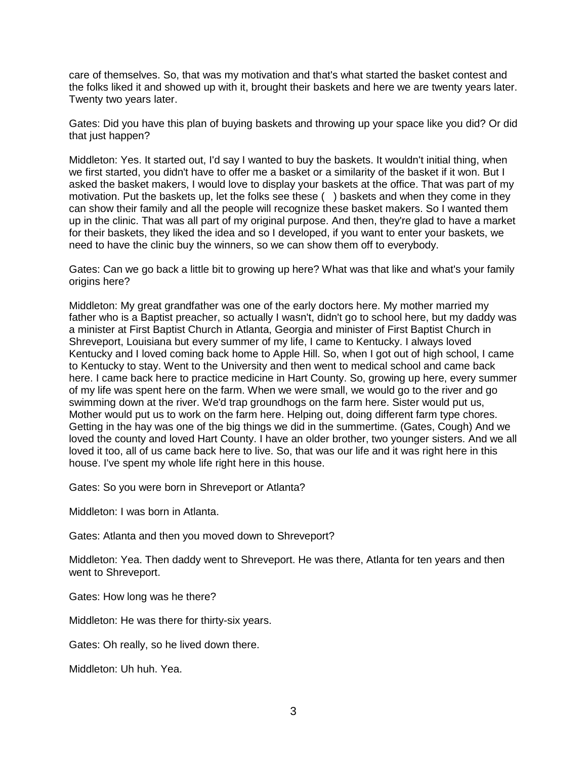care of themselves. So, that was my motivation and that's what started the basket contest and the folks liked it and showed up with it, brought their baskets and here we are twenty years later. Twenty two years later.

Gates: Did you have this plan of buying baskets and throwing up your space like you did? Or did that just happen?

Middleton: Yes. It started out, I'd say I wanted to buy the baskets. It wouldn't initial thing, when we first started, you didn't have to offer me a basket or a similarity of the basket if it won. But I asked the basket makers, I would love to display your baskets at the office. That was part of my motivation. Put the baskets up, let the folks see these ( ) baskets and when they come in they can show their family and all the people will recognize these basket makers. So I wanted them up in the clinic. That was all part of my original purpose. And then, they're glad to have a market for their baskets, they liked the idea and so I developed, if you want to enter your baskets, we need to have the clinic buy the winners, so we can show them off to everybody.

Gates: Can we go back a little bit to growing up here? What was that like and what's your family origins here?

Middleton: My great grandfather was one of the early doctors here. My mother married my father who is a Baptist preacher, so actually I wasn't, didn't go to school here, but my daddy was a minister at First Baptist Church in Atlanta, Georgia and minister of First Baptist Church in Shreveport, Louisiana but every summer of my life, I came to Kentucky. I always loved Kentucky and I loved coming back home to Apple Hill. So, when I got out of high school, I came to Kentucky to stay. Went to the University and then went to medical school and came back here. I came back here to practice medicine in Hart County. So, growing up here, every summer of my life was spent here on the farm. When we were small, we would go to the river and go swimming down at the river. We'd trap groundhogs on the farm here. Sister would put us, Mother would put us to work on the farm here. Helping out, doing different farm type chores. Getting in the hay was one of the big things we did in the summertime. (Gates, Cough) And we loved the county and loved Hart County. I have an older brother, two younger sisters. And we all loved it too, all of us came back here to live. So, that was our life and it was right here in this house. I've spent my whole life right here in this house.

Gates: So you were born in Shreveport or Atlanta?

Middleton: I was born in Atlanta.

Gates: Atlanta and then you moved down to Shreveport?

Middleton: Yea. Then daddy went to Shreveport. He was there, Atlanta for ten years and then went to Shreveport.

Gates: How long was he there?

Middleton: He was there for thirty-six years.

Gates: Oh really, so he lived down there.

Middleton: Uh huh. Yea.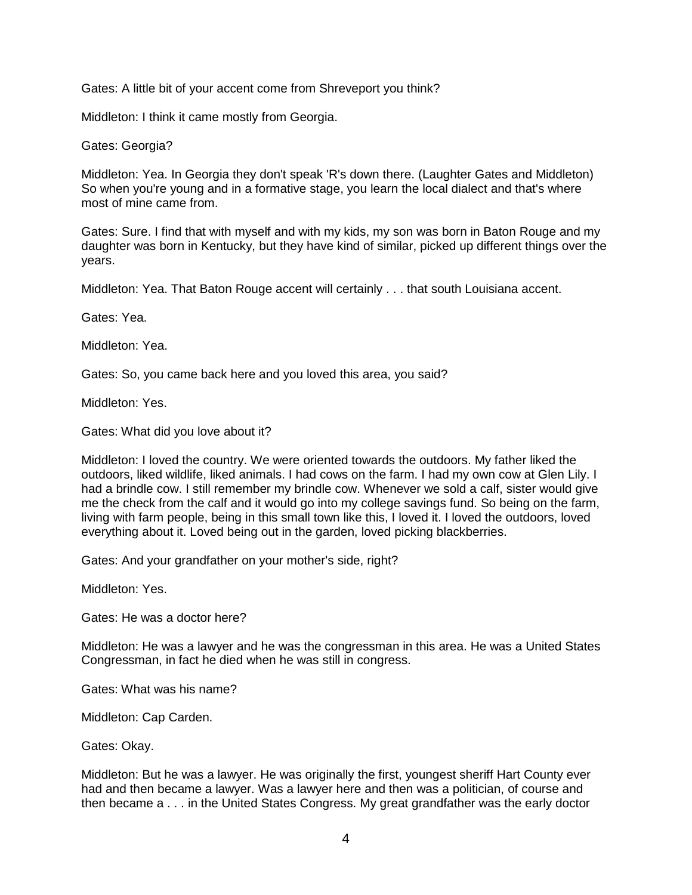Gates: A little bit of your accent come from Shreveport you think?

Middleton: I think it came mostly from Georgia.

Gates: Georgia?

Middleton: Yea. In Georgia they don't speak 'R's down there. (Laughter Gates and Middleton) So when you're young and in a formative stage, you learn the local dialect and that's where most of mine came from.

Gates: Sure. I find that with myself and with my kids, my son was born in Baton Rouge and my daughter was born in Kentucky, but they have kind of similar, picked up different things over the years.

Middleton: Yea. That Baton Rouge accent will certainly . . . that south Louisiana accent.

Gates: Yea.

Middleton: Yea.

Gates: So, you came back here and you loved this area, you said?

Middleton: Yes.

Gates: What did you love about it?

Middleton: I loved the country. We were oriented towards the outdoors. My father liked the outdoors, liked wildlife, liked animals. I had cows on the farm. I had my own cow at Glen Lily. I had a brindle cow. I still remember my brindle cow. Whenever we sold a calf, sister would give me the check from the calf and it would go into my college savings fund. So being on the farm, living with farm people, being in this small town like this, I loved it. I loved the outdoors, loved everything about it. Loved being out in the garden, loved picking blackberries.

Gates: And your grandfather on your mother's side, right?

Middleton: Yes.

Gates: He was a doctor here?

Middleton: He was a lawyer and he was the congressman in this area. He was a United States Congressman, in fact he died when he was still in congress.

Gates: What was his name?

Middleton: Cap Carden.

Gates: Okay.

Middleton: But he was a lawyer. He was originally the first, youngest sheriff Hart County ever had and then became a lawyer. Was a lawyer here and then was a politician, of course and then became a . . . in the United States Congress. My great grandfather was the early doctor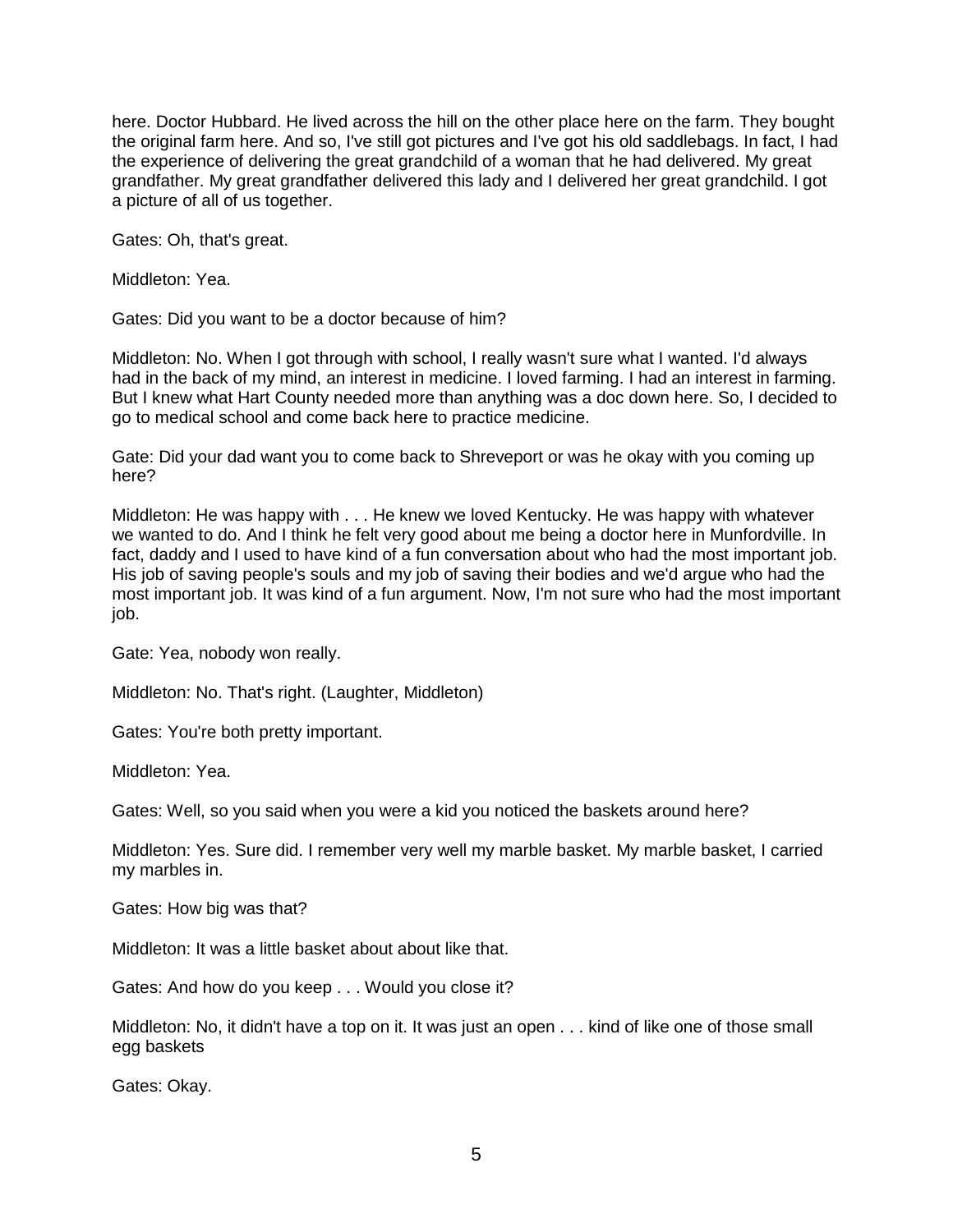here. Doctor Hubbard. He lived across the hill on the other place here on the farm. They bought the original farm here. And so, I've still got pictures and I've got his old saddlebags. In fact, I had the experience of delivering the great grandchild of a woman that he had delivered. My great grandfather. My great grandfather delivered this lady and I delivered her great grandchild. I got a picture of all of us together.

Gates: Oh, that's great.

Middleton: Yea.

Gates: Did you want to be a doctor because of him?

Middleton: No. When I got through with school, I really wasn't sure what I wanted. I'd always had in the back of my mind, an interest in medicine. I loved farming. I had an interest in farming. But I knew what Hart County needed more than anything was a doc down here. So, I decided to go to medical school and come back here to practice medicine.

Gate: Did your dad want you to come back to Shreveport or was he okay with you coming up here?

Middleton: He was happy with . . . He knew we loved Kentucky. He was happy with whatever we wanted to do. And I think he felt very good about me being a doctor here in Munfordville. In fact, daddy and I used to have kind of a fun conversation about who had the most important job. His job of saving people's souls and my job of saving their bodies and we'd argue who had the most important job. It was kind of a fun argument. Now, I'm not sure who had the most important job.

Gate: Yea, nobody won really.

Middleton: No. That's right. (Laughter, Middleton)

Gates: You're both pretty important.

Middleton: Yea.

Gates: Well, so you said when you were a kid you noticed the baskets around here?

Middleton: Yes. Sure did. I remember very well my marble basket. My marble basket, I carried my marbles in.

Gates: How big was that?

Middleton: It was a little basket about about like that.

Gates: And how do you keep . . . Would you close it?

Middleton: No, it didn't have a top on it. It was just an open . . . kind of like one of those small egg baskets

Gates: Okay.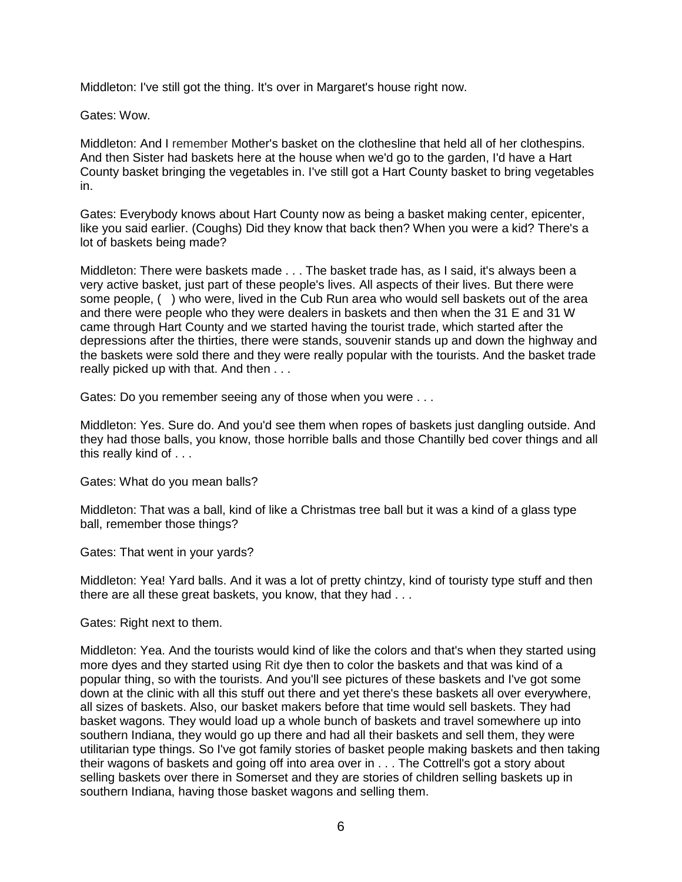Middleton: I've still got the thing. It's over in Margaret's house right now.

Gates: Wow.

Middleton: And I remember Mother's basket on the clothesline that held all of her clothespins. And then Sister had baskets here at the house when we'd go to the garden, I'd have a Hart County basket bringing the vegetables in. I've still got a Hart County basket to bring vegetables in.

Gates: Everybody knows about Hart County now as being a basket making center, epicenter, like you said earlier. (Coughs) Did they know that back then? When you were a kid? There's a lot of baskets being made?

Middleton: There were baskets made . . . The basket trade has, as I said, it's always been a very active basket, just part of these people's lives. All aspects of their lives. But there were some people, (   ) who were, lived in the Cub Run area who would sell baskets out of the area and there were people who they were dealers in baskets and then when the 31 E and 31 W came through Hart County and we started having the tourist trade, which started after the depressions after the thirties, there were stands, souvenir stands up and down the highway and the baskets were sold there and they were really popular with the tourists. And the basket trade really picked up with that. And then . . .

Gates: Do you remember seeing any of those when you were . . .

Middleton: Yes. Sure do. And you'd see them when ropes of baskets just dangling outside. And they had those balls, you know, those horrible balls and those Chantilly bed cover things and all this really kind of . . .

Gates: What do you mean balls?

Middleton: That was a ball, kind of like a Christmas tree ball but it was a kind of a glass type ball, remember those things?

Gates: That went in your yards?

Middleton: Yea! Yard balls. And it was a lot of pretty chintzy, kind of touristy type stuff and then there are all these great baskets, you know, that they had . . .

Gates: Right next to them.

Middleton: Yea. And the tourists would kind of like the colors and that's when they started using more dyes and they started using Rit dye then to color the baskets and that was kind of a popular thing, so with the tourists. And you'll see pictures of these baskets and I've got some down at the clinic with all this stuff out there and yet there's these baskets all over everywhere, all sizes of baskets. Also, our basket makers before that time would sell baskets. They had basket wagons. They would load up a whole bunch of baskets and travel somewhere up into southern Indiana, they would go up there and had all their baskets and sell them, they were utilitarian type things. So I've got family stories of basket people making baskets and then taking their wagons of baskets and going off into area over in . . . The Cottrell's got a story about selling baskets over there in Somerset and they are stories of children selling baskets up in southern Indiana, having those basket wagons and selling them.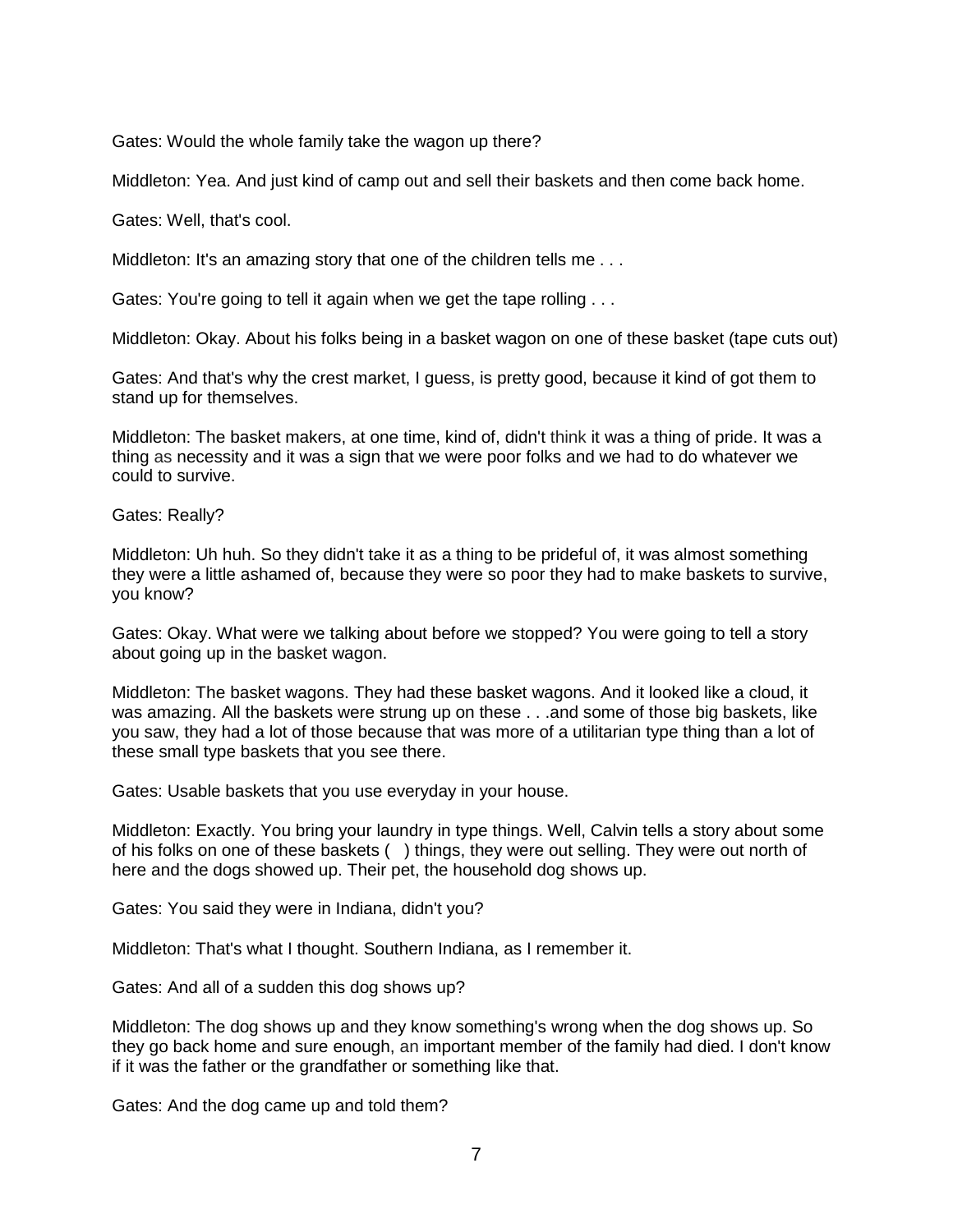Gates: Would the whole family take the wagon up there?

Middleton: Yea. And just kind of camp out and sell their baskets and then come back home.

Gates: Well, that's cool.

Middleton: It's an amazing story that one of the children tells me . . .

Gates: You're going to tell it again when we get the tape rolling . . .

Middleton: Okay. About his folks being in a basket wagon on one of these basket (tape cuts out)

Gates: And that's why the crest market, I guess, is pretty good, because it kind of got them to stand up for themselves.

Middleton: The basket makers, at one time, kind of, didn't think it was a thing of pride. It was a thing as necessity and it was a sign that we were poor folks and we had to do whatever we could to survive.

Gates: Really?

Middleton: Uh huh. So they didn't take it as a thing to be prideful of, it was almost something they were a little ashamed of, because they were so poor they had to make baskets to survive, you know?

Gates: Okay. What were we talking about before we stopped? You were going to tell a story about going up in the basket wagon.

Middleton: The basket wagons. They had these basket wagons. And it looked like a cloud, it was amazing. All the baskets were strung up on these . . .and some of those big baskets, like you saw, they had a lot of those because that was more of a utilitarian type thing than a lot of these small type baskets that you see there.

Gates: Usable baskets that you use everyday in your house.

Middleton: Exactly. You bring your laundry in type things. Well, Calvin tells a story about some of his folks on one of these baskets ( ) things, they were out selling. They were out north of here and the dogs showed up. Their pet, the household dog shows up.

Gates: You said they were in Indiana, didn't you?

Middleton: That's what I thought. Southern Indiana, as I remember it.

Gates: And all of a sudden this dog shows up?

Middleton: The dog shows up and they know something's wrong when the dog shows up. So they go back home and sure enough, an important member of the family had died. I don't know if it was the father or the grandfather or something like that.

Gates: And the dog came up and told them?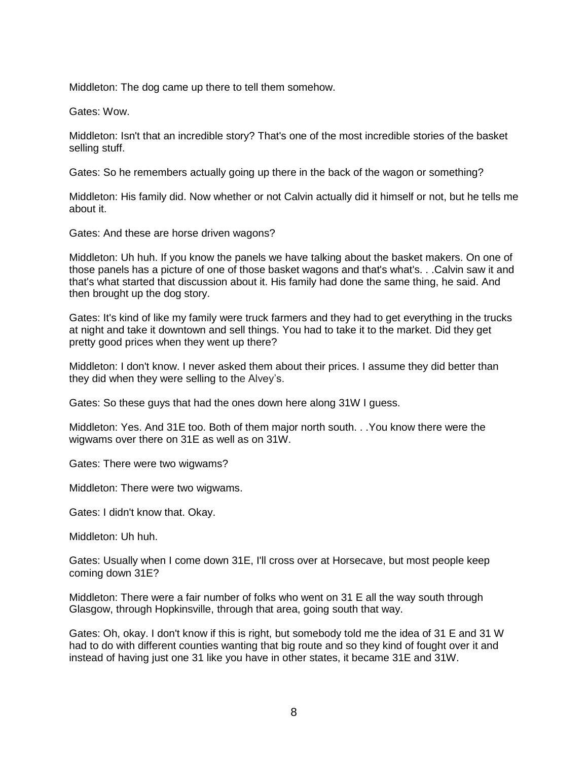Middleton: The dog came up there to tell them somehow.

Gates: Wow.

Middleton: Isn't that an incredible story? That's one of the most incredible stories of the basket selling stuff.

Gates: So he remembers actually going up there in the back of the wagon or something?

Middleton: His family did. Now whether or not Calvin actually did it himself or not, but he tells me about it.

Gates: And these are horse driven wagons?

Middleton: Uh huh. If you know the panels we have talking about the basket makers. On one of those panels has a picture of one of those basket wagons and that's what's. . .Calvin saw it and that's what started that discussion about it. His family had done the same thing, he said. And then brought up the dog story.

Gates: It's kind of like my family were truck farmers and they had to get everything in the trucks at night and take it downtown and sell things. You had to take it to the market. Did they get pretty good prices when they went up there?

Middleton: I don't know. I never asked them about their prices. I assume they did better than they did when they were selling to the Alvey's.

Gates: So these guys that had the ones down here along 31W I guess.

Middleton: Yes. And 31E too. Both of them major north south. . .You know there were the wigwams over there on 31E as well as on 31W.

Gates: There were two wigwams?

Middleton: There were two wigwams.

Gates: I didn't know that. Okay.

Middleton: Uh huh.

Gates: Usually when I come down 31E, I'll cross over at Horsecave, but most people keep coming down 31E?

Middleton: There were a fair number of folks who went on 31 E all the way south through Glasgow, through Hopkinsville, through that area, going south that way.

Gates: Oh, okay. I don't know if this is right, but somebody told me the idea of 31 E and 31 W had to do with different counties wanting that big route and so they kind of fought over it and instead of having just one 31 like you have in other states, it became 31E and 31W.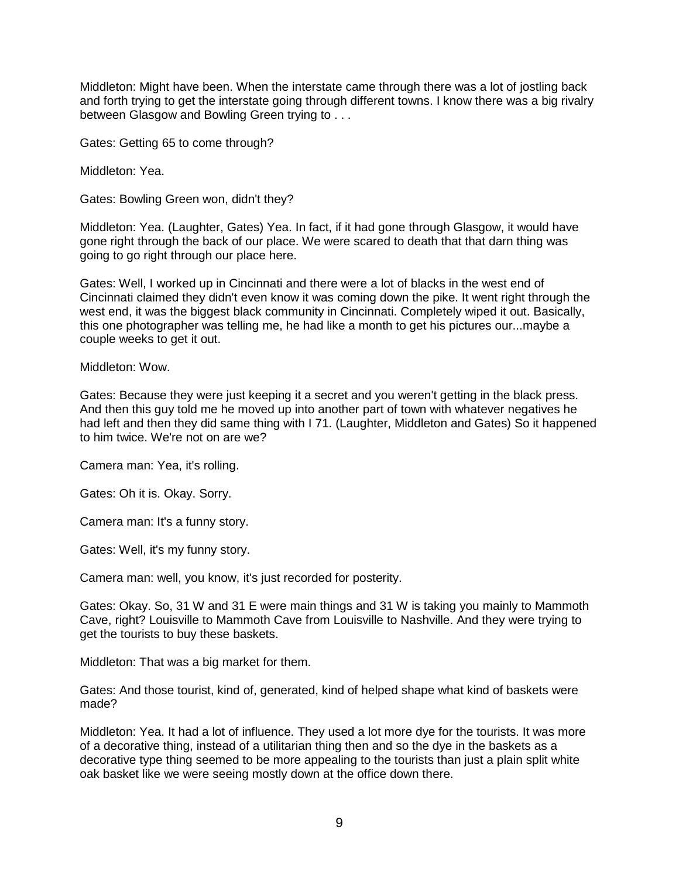Middleton: Might have been. When the interstate came through there was a lot of jostling back and forth trying to get the interstate going through different towns. I know there was a big rivalry between Glasgow and Bowling Green trying to . . .

Gates: Getting 65 to come through?

Middleton: Yea.

Gates: Bowling Green won, didn't they?

Middleton: Yea. (Laughter, Gates) Yea. In fact, if it had gone through Glasgow, it would have gone right through the back of our place. We were scared to death that that darn thing was going to go right through our place here.

Gates: Well, I worked up in Cincinnati and there were a lot of blacks in the west end of Cincinnati claimed they didn't even know it was coming down the pike. It went right through the west end, it was the biggest black community in Cincinnati. Completely wiped it out. Basically, this one photographer was telling me, he had like a month to get his pictures our...maybe a couple weeks to get it out.

Middleton: Wow.

Gates: Because they were just keeping it a secret and you weren't getting in the black press. And then this guy told me he moved up into another part of town with whatever negatives he had left and then they did same thing with I 71. (Laughter, Middleton and Gates) So it happened to him twice. We're not on are we?

Camera man: Yea, it's rolling.

Gates: Oh it is. Okay. Sorry.

Camera man: It's a funny story.

Gates: Well, it's my funny story.

Camera man: well, you know, it's just recorded for posterity.

Gates: Okay. So, 31 W and 31 E were main things and 31 W is taking you mainly to Mammoth Cave, right? Louisville to Mammoth Cave from Louisville to Nashville. And they were trying to get the tourists to buy these baskets.

Middleton: That was a big market for them.

Gates: And those tourist, kind of, generated, kind of helped shape what kind of baskets were made?

Middleton: Yea. It had a lot of influence. They used a lot more dye for the tourists. It was more of a decorative thing, instead of a utilitarian thing then and so the dye in the baskets as a decorative type thing seemed to be more appealing to the tourists than just a plain split white oak basket like we were seeing mostly down at the office down there.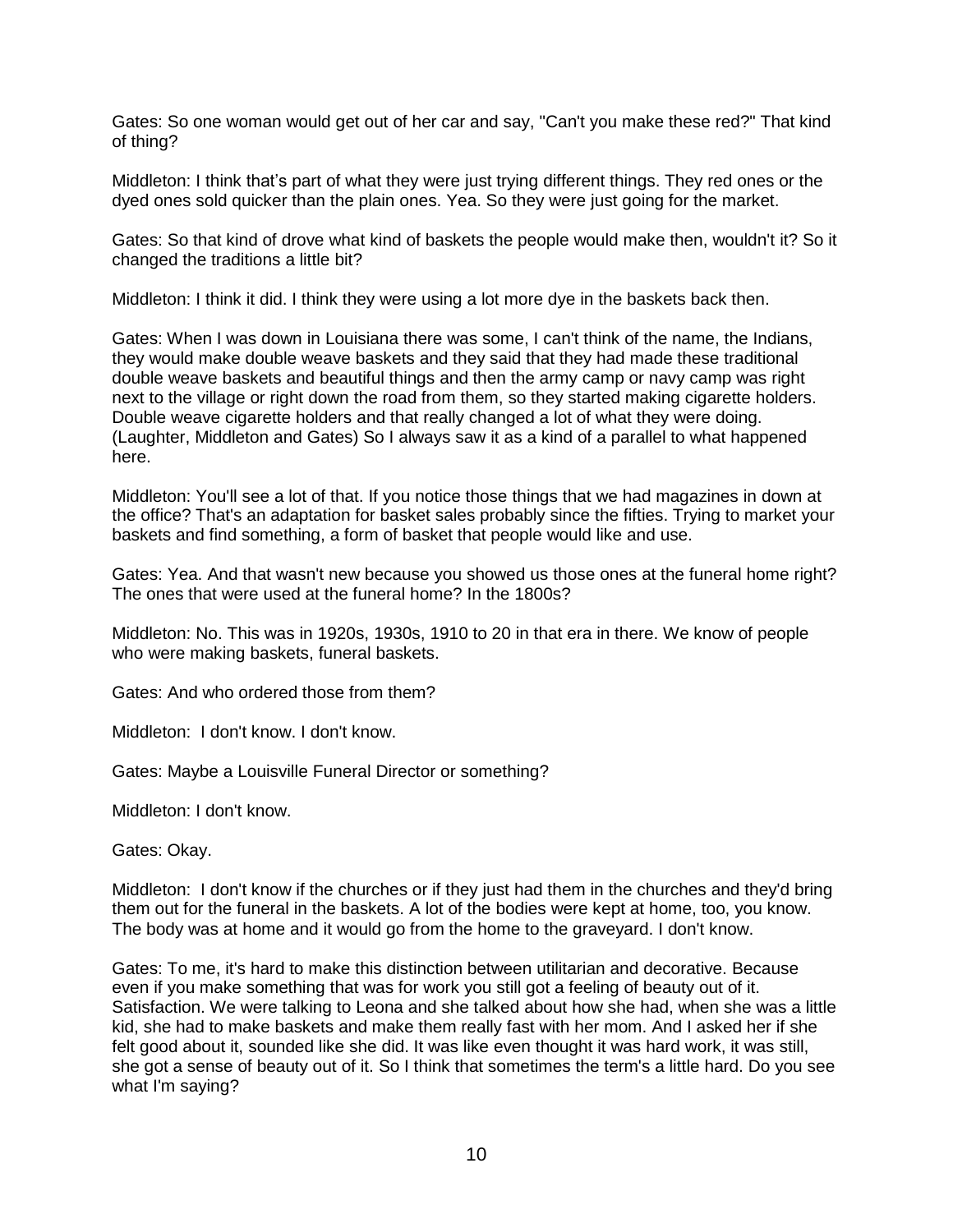Gates: So one woman would get out of her car and say, "Can't you make these red?" That kind of thing?

Middleton: I think that's part of what they were just trying different things. They red ones or the dyed ones sold quicker than the plain ones. Yea. So they were just going for the market.

Gates: So that kind of drove what kind of baskets the people would make then, wouldn't it? So it changed the traditions a little bit?

Middleton: I think it did. I think they were using a lot more dye in the baskets back then.

Gates: When I was down in Louisiana there was some, I can't think of the name, the Indians, they would make double weave baskets and they said that they had made these traditional double weave baskets and beautiful things and then the army camp or navy camp was right next to the village or right down the road from them, so they started making cigarette holders. Double weave cigarette holders and that really changed a lot of what they were doing. (Laughter, Middleton and Gates) So I always saw it as a kind of a parallel to what happened here.

Middleton: You'll see a lot of that. If you notice those things that we had magazines in down at the office? That's an adaptation for basket sales probably since the fifties. Trying to market your baskets and find something, a form of basket that people would like and use.

Gates: Yea. And that wasn't new because you showed us those ones at the funeral home right? The ones that were used at the funeral home? In the 1800s?

Middleton: No. This was in 1920s, 1930s, 1910 to 20 in that era in there. We know of people who were making baskets, funeral baskets.

Gates: And who ordered those from them?

Middleton: I don't know. I don't know.

Gates: Maybe a Louisville Funeral Director or something?

Middleton: I don't know.

Gates: Okay.

Middleton: I don't know if the churches or if they just had them in the churches and they'd bring them out for the funeral in the baskets. A lot of the bodies were kept at home, too, you know. The body was at home and it would go from the home to the graveyard. I don't know.

Gates: To me, it's hard to make this distinction between utilitarian and decorative. Because even if you make something that was for work you still got a feeling of beauty out of it. Satisfaction. We were talking to Leona and she talked about how she had, when she was a little kid, she had to make baskets and make them really fast with her mom. And I asked her if she felt good about it, sounded like she did. It was like even thought it was hard work, it was still, she got a sense of beauty out of it. So I think that sometimes the term's a little hard. Do you see what I'm saying?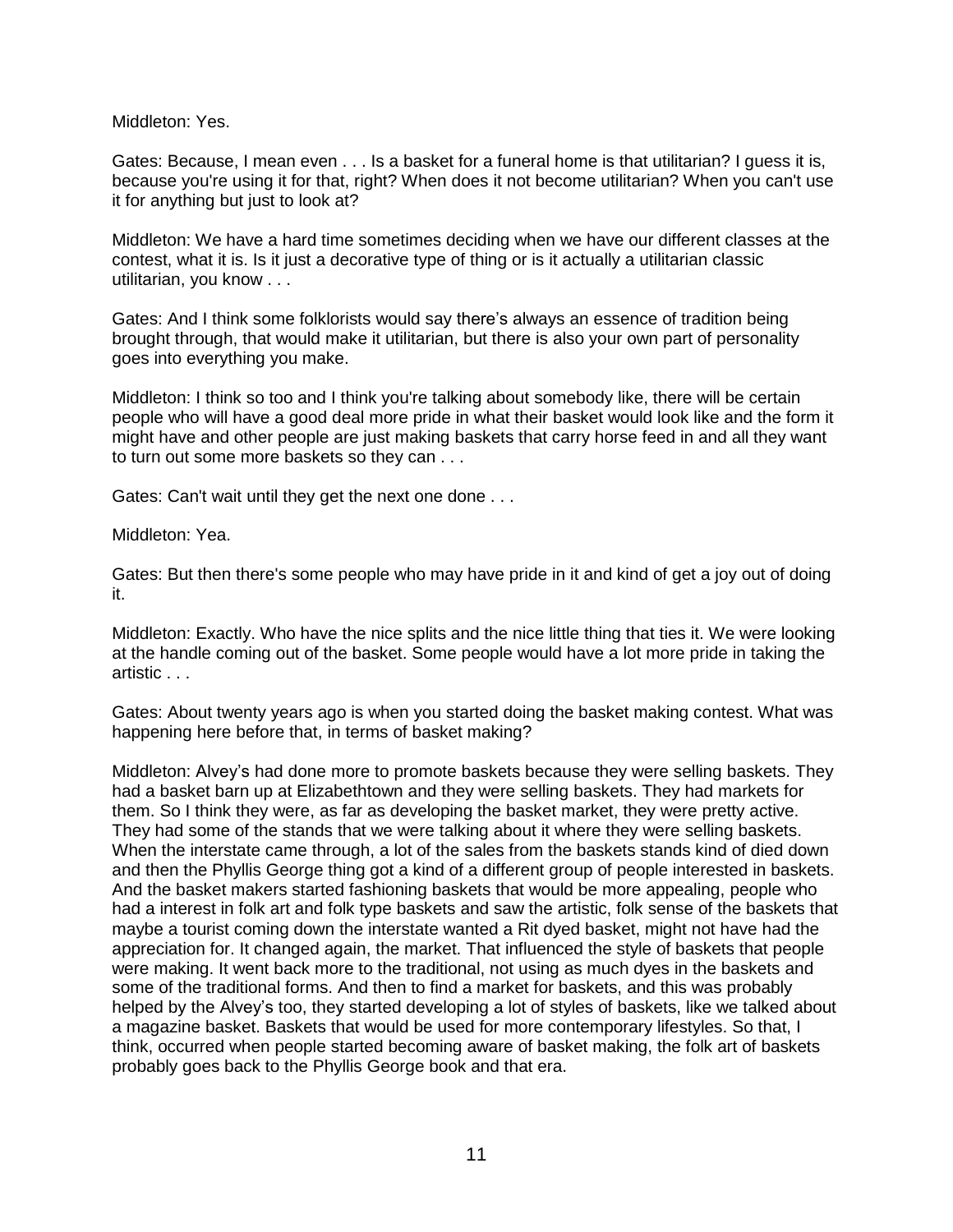Middleton: Yes.

Gates: Because, I mean even . . . Is a basket for a funeral home is that utilitarian? I guess it is, because you're using it for that, right? When does it not become utilitarian? When you can't use it for anything but just to look at?

Middleton: We have a hard time sometimes deciding when we have our different classes at the contest, what it is. Is it just a decorative type of thing or is it actually a utilitarian classic utilitarian, you know . . .

Gates: And I think some folklorists would say there's always an essence of tradition being brought through, that would make it utilitarian, but there is also your own part of personality goes into everything you make.

Middleton: I think so too and I think you're talking about somebody like, there will be certain people who will have a good deal more pride in what their basket would look like and the form it might have and other people are just making baskets that carry horse feed in and all they want to turn out some more baskets so they can . . .

Gates: Can't wait until they get the next one done . . .

Middleton: Yea.

Gates: But then there's some people who may have pride in it and kind of get a joy out of doing it.

Middleton: Exactly. Who have the nice splits and the nice little thing that ties it. We were looking at the handle coming out of the basket. Some people would have a lot more pride in taking the artistic . . .

Gates: About twenty years ago is when you started doing the basket making contest. What was happening here before that, in terms of basket making?

Middleton: Alvey's had done more to promote baskets because they were selling baskets. They had a basket barn up at Elizabethtown and they were selling baskets. They had markets for them. So I think they were, as far as developing the basket market, they were pretty active. They had some of the stands that we were talking about it where they were selling baskets. When the interstate came through, a lot of the sales from the baskets stands kind of died down and then the Phyllis George thing got a kind of a different group of people interested in baskets. And the basket makers started fashioning baskets that would be more appealing, people who had a interest in folk art and folk type baskets and saw the artistic, folk sense of the baskets that maybe a tourist coming down the interstate wanted a Rit dyed basket, might not have had the appreciation for. It changed again, the market. That influenced the style of baskets that people were making. It went back more to the traditional, not using as much dyes in the baskets and some of the traditional forms. And then to find a market for baskets, and this was probably helped by the Alvey's too, they started developing a lot of styles of baskets, like we talked about a magazine basket. Baskets that would be used for more contemporary lifestyles. So that, I think, occurred when people started becoming aware of basket making, the folk art of baskets probably goes back to the Phyllis George book and that era.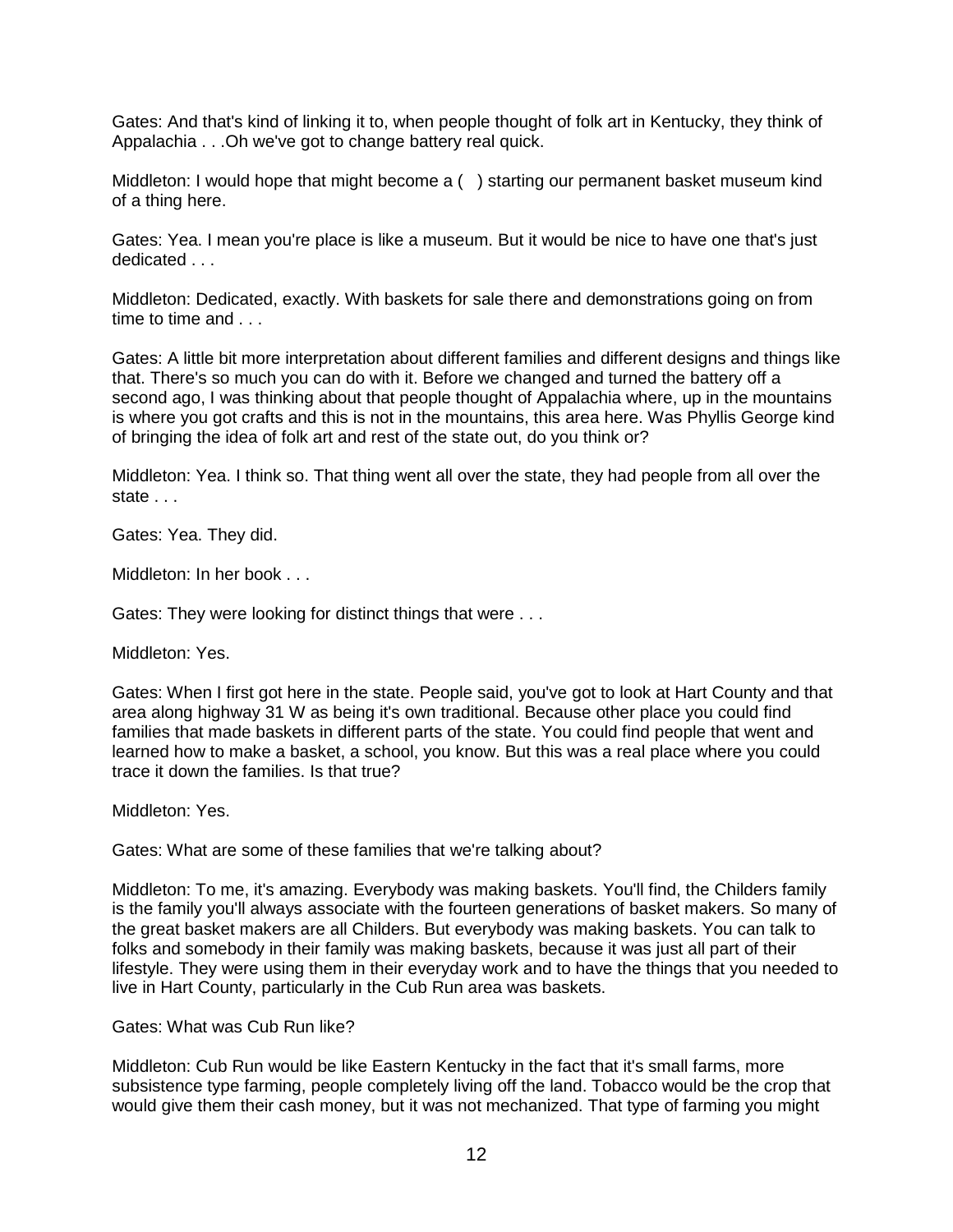Gates: And that's kind of linking it to, when people thought of folk art in Kentucky, they think of Appalachia . . .Oh we've got to change battery real quick.

Middleton: I would hope that might become a (   ) starting our permanent basket museum kind of a thing here.

Gates: Yea. I mean you're place is like a museum. But it would be nice to have one that's just dedicated . . .

Middleton: Dedicated, exactly. With baskets for sale there and demonstrations going on from time to time and . . .

Gates: A little bit more interpretation about different families and different designs and things like that. There's so much you can do with it. Before we changed and turned the battery off a second ago, I was thinking about that people thought of Appalachia where, up in the mountains is where you got crafts and this is not in the mountains, this area here. Was Phyllis George kind of bringing the idea of folk art and rest of the state out, do you think or?

Middleton: Yea. I think so. That thing went all over the state, they had people from all over the state . . .

Gates: Yea. They did.

Middleton: In her book . . .

Gates: They were looking for distinct things that were . . .

Middleton: Yes.

Gates: When I first got here in the state. People said, you've got to look at Hart County and that area along highway 31 W as being it's own traditional. Because other place you could find families that made baskets in different parts of the state. You could find people that went and learned how to make a basket, a school, you know. But this was a real place where you could trace it down the families. Is that true?

Middleton: Yes.

Gates: What are some of these families that we're talking about?

Middleton: To me, it's amazing. Everybody was making baskets. You'll find, the Childers family is the family you'll always associate with the fourteen generations of basket makers. So many of the great basket makers are all Childers. But everybody was making baskets. You can talk to folks and somebody in their family was making baskets, because it was just all part of their lifestyle. They were using them in their everyday work and to have the things that you needed to live in Hart County, particularly in the Cub Run area was baskets.

Gates: What was Cub Run like?

Middleton: Cub Run would be like Eastern Kentucky in the fact that it's small farms, more subsistence type farming, people completely living off the land. Tobacco would be the crop that would give them their cash money, but it was not mechanized. That type of farming you might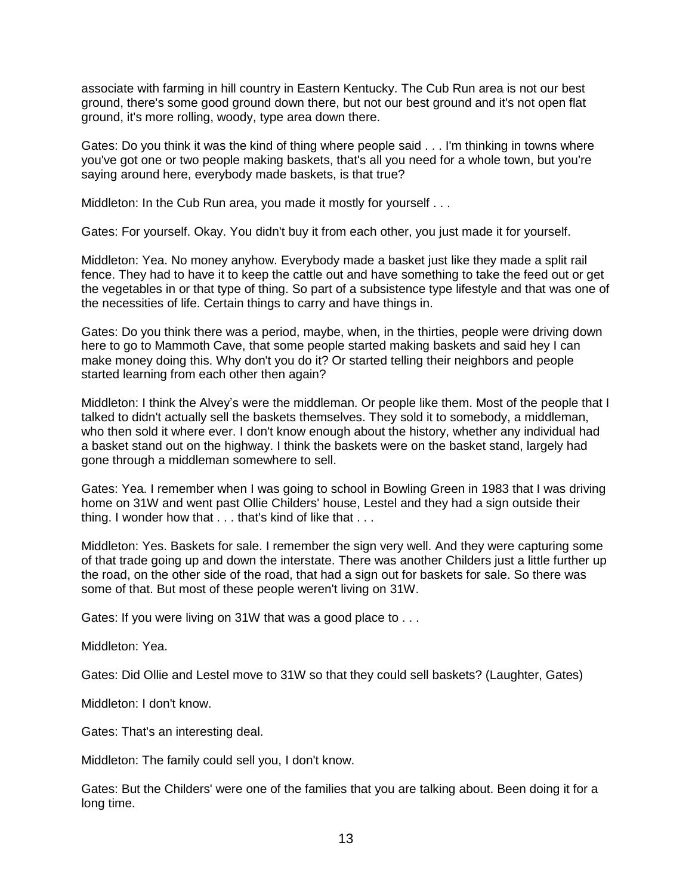associate with farming in hill country in Eastern Kentucky. The Cub Run area is not our best ground, there's some good ground down there, but not our best ground and it's not open flat ground, it's more rolling, woody, type area down there.

Gates: Do you think it was the kind of thing where people said . . . I'm thinking in towns where you've got one or two people making baskets, that's all you need for a whole town, but you're saying around here, everybody made baskets, is that true?

Middleton: In the Cub Run area, you made it mostly for yourself . . .

Gates: For yourself. Okay. You didn't buy it from each other, you just made it for yourself.

Middleton: Yea. No money anyhow. Everybody made a basket just like they made a split rail fence. They had to have it to keep the cattle out and have something to take the feed out or get the vegetables in or that type of thing. So part of a subsistence type lifestyle and that was one of the necessities of life. Certain things to carry and have things in.

Gates: Do you think there was a period, maybe, when, in the thirties, people were driving down here to go to Mammoth Cave, that some people started making baskets and said hey I can make money doing this. Why don't you do it? Or started telling their neighbors and people started learning from each other then again?

Middleton: I think the Alvey's were the middleman. Or people like them. Most of the people that I talked to didn't actually sell the baskets themselves. They sold it to somebody, a middleman, who then sold it where ever. I don't know enough about the history, whether any individual had a basket stand out on the highway. I think the baskets were on the basket stand, largely had gone through a middleman somewhere to sell.

Gates: Yea. I remember when I was going to school in Bowling Green in 1983 that I was driving home on 31W and went past Ollie Childers' house, Lestel and they had a sign outside their thing. I wonder how that . . . that's kind of like that . . .

Middleton: Yes. Baskets for sale. I remember the sign very well. And they were capturing some of that trade going up and down the interstate. There was another Childers just a little further up the road, on the other side of the road, that had a sign out for baskets for sale. So there was some of that. But most of these people weren't living on 31W.

Gates: If you were living on 31W that was a good place to . . .

Middleton: Yea.

Gates: Did Ollie and Lestel move to 31W so that they could sell baskets? (Laughter, Gates)

Middleton: I don't know.

Gates: That's an interesting deal.

Middleton: The family could sell you, I don't know.

Gates: But the Childers' were one of the families that you are talking about. Been doing it for a long time.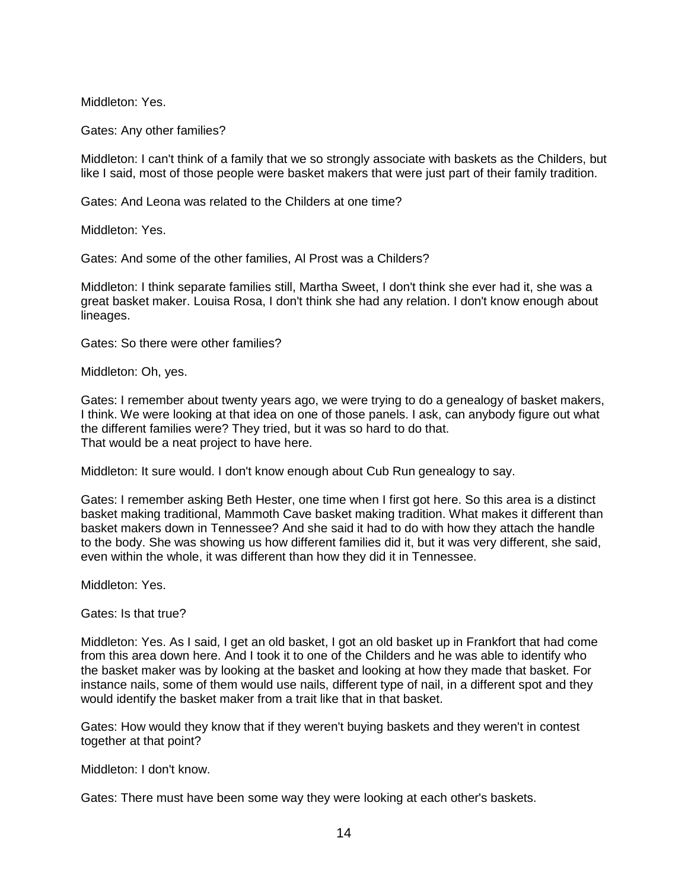Middleton: Yes.

Gates: Any other families?

Middleton: I can't think of a family that we so strongly associate with baskets as the Childers, but like I said, most of those people were basket makers that were just part of their family tradition.

Gates: And Leona was related to the Childers at one time?

Middleton: Yes.

Gates: And some of the other families, Al Prost was a Childers?

Middleton: I think separate families still, Martha Sweet, I don't think she ever had it, she was a great basket maker. Louisa Rosa, I don't think she had any relation. I don't know enough about lineages.

Gates: So there were other families?

Middleton: Oh, yes.

Gates: I remember about twenty years ago, we were trying to do a genealogy of basket makers, I think. We were looking at that idea on one of those panels. I ask, can anybody figure out what the different families were? They tried, but it was so hard to do that.
That would be a neat project to have here.

Middleton: It sure would. I don't know enough about Cub Run genealogy to say.

Gates: I remember asking Beth Hester, one time when I first got here. So this area is a distinct basket making traditional, Mammoth Cave basket making tradition. What makes it different than basket makers down in Tennessee? And she said it had to do with how they attach the handle to the body. She was showing us how different families did it, but it was very different, she said, even within the whole, it was different than how they did it in Tennessee.

Middleton: Yes.

Gates: Is that true?

Middleton: Yes. As I said, I get an old basket, I got an old basket up in Frankfort that had come from this area down here. And I took it to one of the Childers and he was able to identify who the basket maker was by looking at the basket and looking at how they made that basket. For instance nails, some of them would use nails, different type of nail, in a different spot and they would identify the basket maker from a trait like that in that basket.

Gates: How would they know that if they weren't buying baskets and they weren't in contest together at that point?

Middleton: I don't know.

Gates: There must have been some way they were looking at each other's baskets.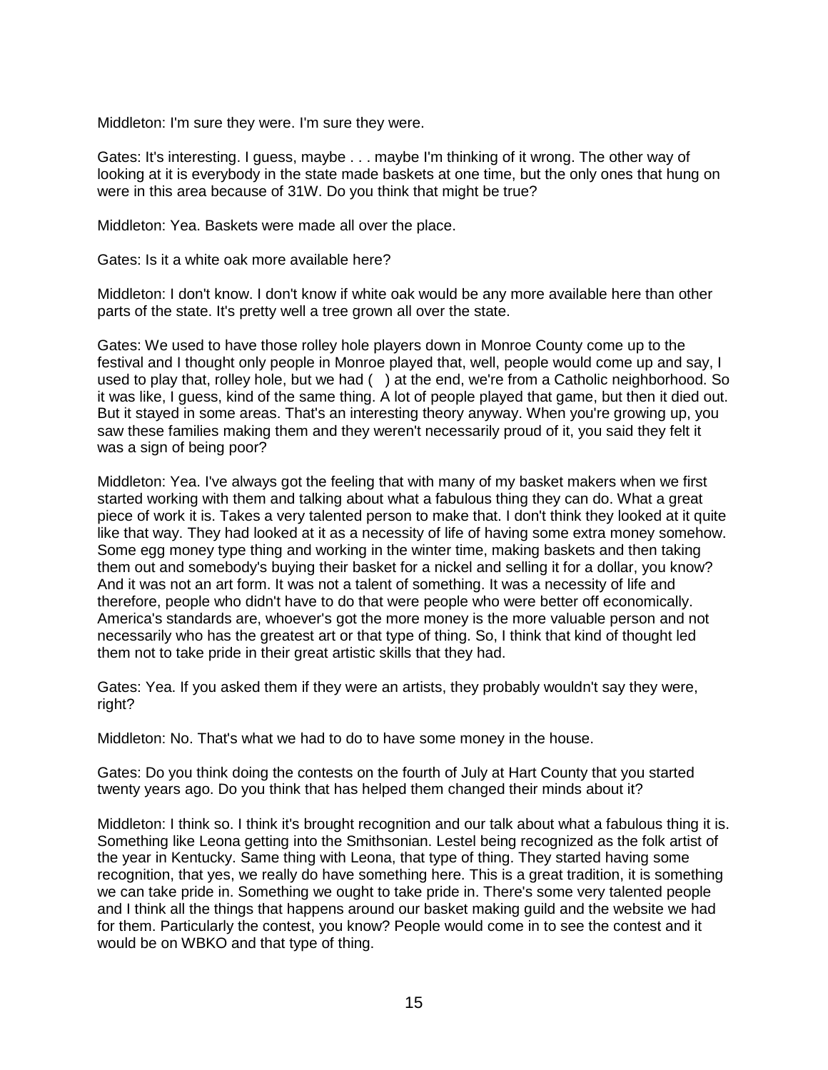Middleton: I'm sure they were. I'm sure they were.

Gates: It's interesting. I guess, maybe . . . maybe I'm thinking of it wrong. The other way of looking at it is everybody in the state made baskets at one time, but the only ones that hung on were in this area because of 31W. Do you think that might be true?

Middleton: Yea. Baskets were made all over the place.

Gates: Is it a white oak more available here?

Middleton: I don't know. I don't know if white oak would be any more available here than other parts of the state. It's pretty well a tree grown all over the state.

Gates: We used to have those rolley hole players down in Monroe County come up to the festival and I thought only people in Monroe played that, well, people would come up and say, I used to play that, rolley hole, but we had (   ) at the end, we're from a Catholic neighborhood. So it was like, I guess, kind of the same thing. A lot of people played that game, but then it died out. But it stayed in some areas. That's an interesting theory anyway. When you're growing up, you saw these families making them and they weren't necessarily proud of it, you said they felt it was a sign of being poor?

Middleton: Yea. I've always got the feeling that with many of my basket makers when we first started working with them and talking about what a fabulous thing they can do. What a great piece of work it is. Takes a very talented person to make that. I don't think they looked at it quite like that way. They had looked at it as a necessity of life of having some extra money somehow. Some egg money type thing and working in the winter time, making baskets and then taking them out and somebody's buying their basket for a nickel and selling it for a dollar, you know? And it was not an art form. It was not a talent of something. It was a necessity of life and therefore, people who didn't have to do that were people who were better off economically. America's standards are, whoever's got the more money is the more valuable person and not necessarily who has the greatest art or that type of thing. So, I think that kind of thought led them not to take pride in their great artistic skills that they had.

Gates: Yea. If you asked them if they were an artists, they probably wouldn't say they were, right?

Middleton: No. That's what we had to do to have some money in the house.

Gates: Do you think doing the contests on the fourth of July at Hart County that you started twenty years ago. Do you think that has helped them changed their minds about it?

Middleton: I think so. I think it's brought recognition and our talk about what a fabulous thing it is. Something like Leona getting into the Smithsonian. Lestel being recognized as the folk artist of the year in Kentucky. Same thing with Leona, that type of thing. They started having some recognition, that yes, we really do have something here. This is a great tradition, it is something we can take pride in. Something we ought to take pride in. There's some very talented people and I think all the things that happens around our basket making guild and the website we had for them. Particularly the contest, you know? People would come in to see the contest and it would be on WBKO and that type of thing.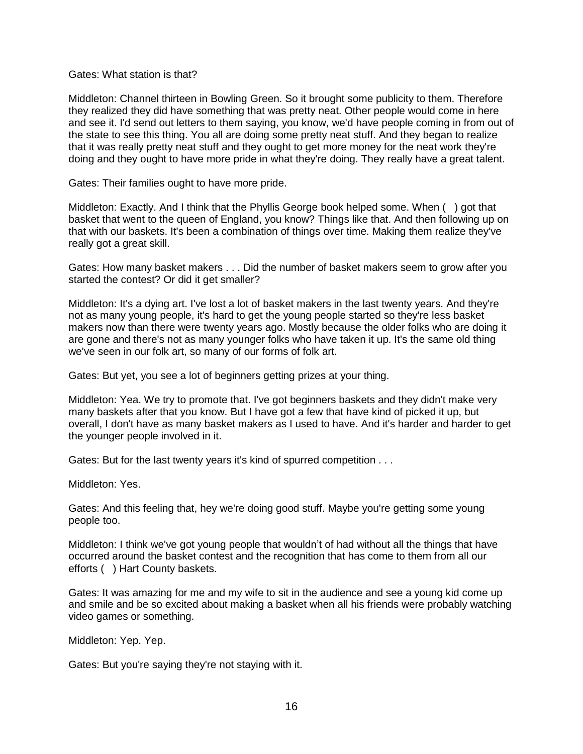Gates: What station is that?

Middleton: Channel thirteen in Bowling Green. So it brought some publicity to them. Therefore they realized they did have something that was pretty neat. Other people would come in here and see it. I'd send out letters to them saying, you know, we'd have people coming in from out of the state to see this thing. You all are doing some pretty neat stuff. And they began to realize that it was really pretty neat stuff and they ought to get more money for the neat work they're doing and they ought to have more pride in what they're doing. They really have a great talent.

Gates: Their families ought to have more pride.

Middleton: Exactly. And I think that the Phyllis George book helped some. When ( ) got that basket that went to the queen of England, you know? Things like that. And then following up on that with our baskets. It's been a combination of things over time. Making them realize they've really got a great skill.

Gates: How many basket makers . . . Did the number of basket makers seem to grow after you started the contest? Or did it get smaller?

Middleton: It's a dying art. I've lost a lot of basket makers in the last twenty years. And they're not as many young people, it's hard to get the young people started so they're less basket makers now than there were twenty years ago. Mostly because the older folks who are doing it are gone and there's not as many younger folks who have taken it up. It's the same old thing we've seen in our folk art, so many of our forms of folk art.

Gates: But yet, you see a lot of beginners getting prizes at your thing.

Middleton: Yea. We try to promote that. I've got beginners baskets and they didn't make very many baskets after that you know. But I have got a few that have kind of picked it up, but overall, I don't have as many basket makers as I used to have. And it's harder and harder to get the younger people involved in it.

Gates: But for the last twenty years it's kind of spurred competition . . .

Middleton: Yes.

Gates: And this feeling that, hey we're doing good stuff. Maybe you're getting some young people too.

Middleton: I think we've got young people that wouldn't of had without all the things that have occurred around the basket contest and the recognition that has come to them from all our efforts ( ) Hart County baskets.

Gates: It was amazing for me and my wife to sit in the audience and see a young kid come up and smile and be so excited about making a basket when all his friends were probably watching video games or something.

Middleton: Yep. Yep.

Gates: But you're saying they're not staying with it.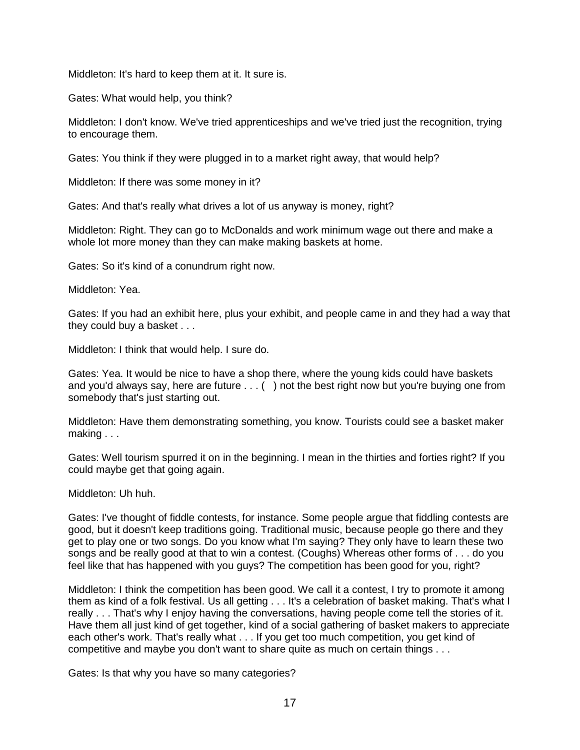Middleton: It's hard to keep them at it. It sure is.

Gates: What would help, you think?

Middleton: I don't know. We've tried apprenticeships and we've tried just the recognition, trying to encourage them.

Gates: You think if they were plugged in to a market right away, that would help?

Middleton: If there was some money in it?

Gates: And that's really what drives a lot of us anyway is money, right?

Middleton: Right. They can go to McDonalds and work minimum wage out there and make a whole lot more money than they can make making baskets at home.

Gates: So it's kind of a conundrum right now.

Middleton: Yea.

Gates: If you had an exhibit here, plus your exhibit, and people came in and they had a way that they could buy a basket . . .

Middleton: I think that would help. I sure do.

Gates: Yea. It would be nice to have a shop there, where the young kids could have baskets and you'd always say, here are future . . . (   ) not the best right now but you're buying one from somebody that's just starting out.

Middleton: Have them demonstrating something, you know. Tourists could see a basket maker making . . .

Gates: Well tourism spurred it on in the beginning. I mean in the thirties and forties right? If you could maybe get that going again.

Middleton: Uh huh.

Gates: I've thought of fiddle contests, for instance. Some people argue that fiddling contests are good, but it doesn't keep traditions going. Traditional music, because people go there and they get to play one or two songs. Do you know what I'm saying? They only have to learn these two songs and be really good at that to win a contest. (Coughs) Whereas other forms of . . . do you feel like that has happened with you guys? The competition has been good for you, right?

Middleton: I think the competition has been good. We call it a contest, I try to promote it among them as kind of a folk festival. Us all getting . . . It's a celebration of basket making. That's what I really . . . That's why I enjoy having the conversations, having people come tell the stories of it. Have them all just kind of get together, kind of a social gathering of basket makers to appreciate each other's work. That's really what . . . If you get too much competition, you get kind of competitive and maybe you don't want to share quite as much on certain things . . .

Gates: Is that why you have so many categories?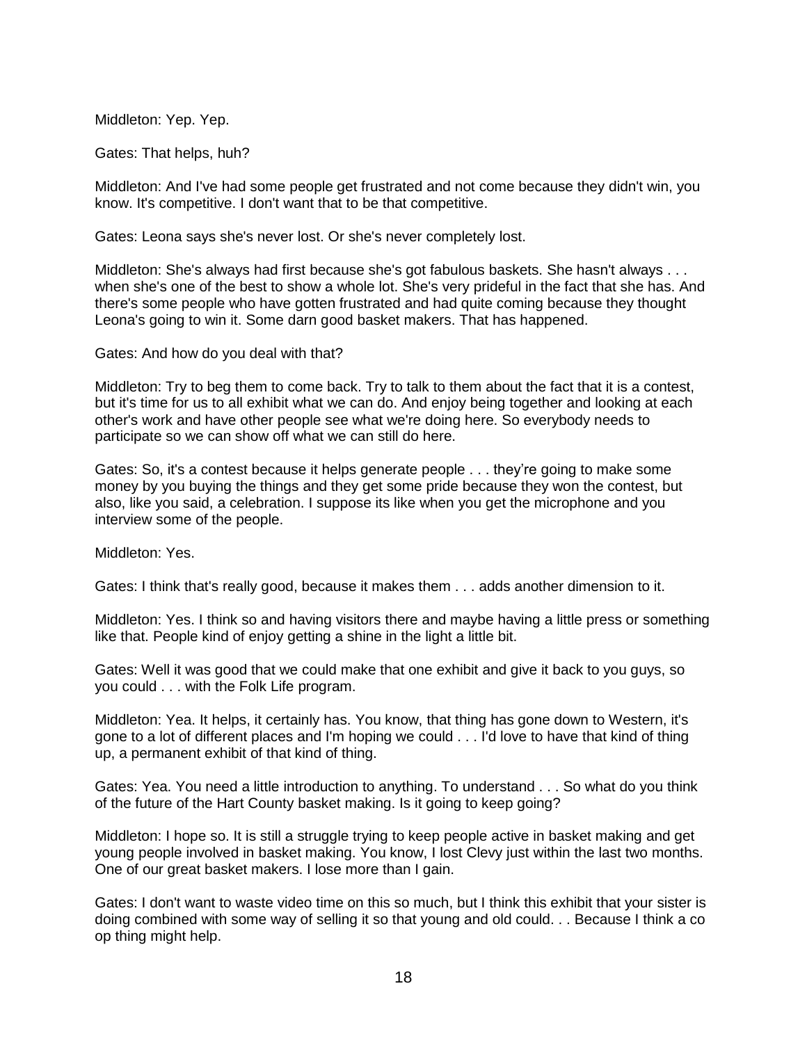Middleton: Yep. Yep.

Gates: That helps, huh?

Middleton: And I've had some people get frustrated and not come because they didn't win, you know. It's competitive. I don't want that to be that competitive.

Gates: Leona says she's never lost. Or she's never completely lost.

Middleton: She's always had first because she's got fabulous baskets. She hasn't always . . . when she's one of the best to show a whole lot. She's very prideful in the fact that she has. And there's some people who have gotten frustrated and had quite coming because they thought Leona's going to win it. Some darn good basket makers. That has happened.

Gates: And how do you deal with that?

Middleton: Try to beg them to come back. Try to talk to them about the fact that it is a contest, but it's time for us to all exhibit what we can do. And enjoy being together and looking at each other's work and have other people see what we're doing here. So everybody needs to participate so we can show off what we can still do here.

Gates: So, it's a contest because it helps generate people . . . they're going to make some money by you buying the things and they get some pride because they won the contest, but also, like you said, a celebration. I suppose its like when you get the microphone and you interview some of the people.

Middleton: Yes.

Gates: I think that's really good, because it makes them . . . adds another dimension to it.

Middleton: Yes. I think so and having visitors there and maybe having a little press or something like that. People kind of enjoy getting a shine in the light a little bit.

Gates: Well it was good that we could make that one exhibit and give it back to you guys, so you could . . . with the Folk Life program.

Middleton: Yea. It helps, it certainly has. You know, that thing has gone down to Western, it's gone to a lot of different places and I'm hoping we could . . . I'd love to have that kind of thing up, a permanent exhibit of that kind of thing.

Gates: Yea. You need a little introduction to anything. To understand . . . So what do you think of the future of the Hart County basket making. Is it going to keep going?

Middleton: I hope so. It is still a struggle trying to keep people active in basket making and get young people involved in basket making. You know, I lost Clevy just within the last two months. One of our great basket makers. I lose more than I gain.

Gates: I don't want to waste video time on this so much, but I think this exhibit that your sister is doing combined with some way of selling it so that young and old could. . . Because I think a co op thing might help.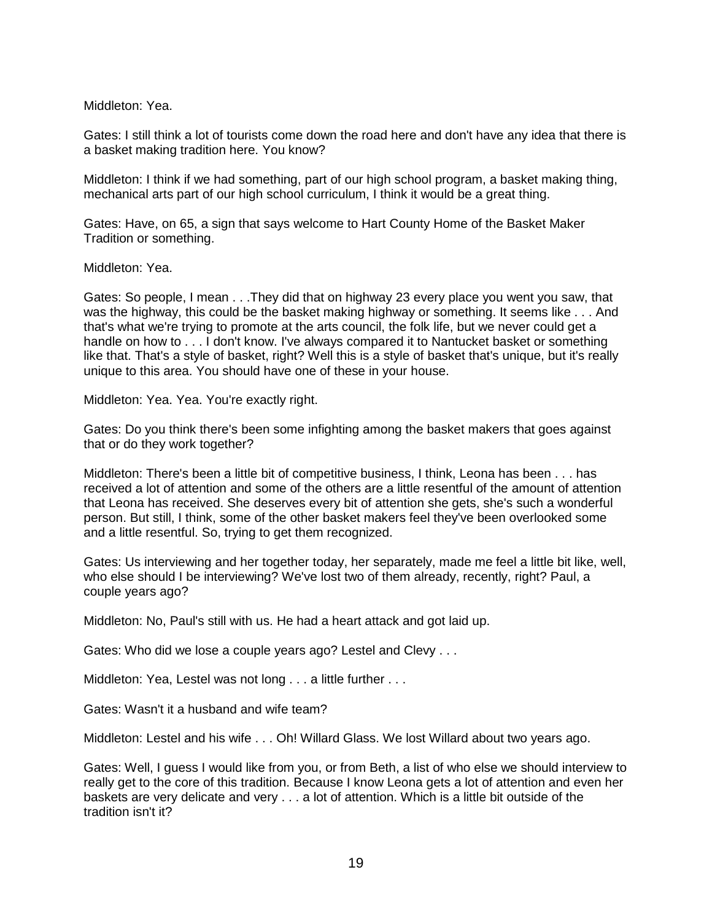Middleton: Yea.

Gates: I still think a lot of tourists come down the road here and don't have any idea that there is a basket making tradition here. You know?

Middleton: I think if we had something, part of our high school program, a basket making thing, mechanical arts part of our high school curriculum, I think it would be a great thing.

Gates: Have, on 65, a sign that says welcome to Hart County Home of the Basket Maker Tradition or something.

Middleton: Yea.

Gates: So people, I mean . . .They did that on highway 23 every place you went you saw, that was the highway, this could be the basket making highway or something. It seems like . . . And that's what we're trying to promote at the arts council, the folk life, but we never could get a handle on how to . . . I don't know. I've always compared it to Nantucket basket or something like that. That's a style of basket, right? Well this is a style of basket that's unique, but it's really unique to this area. You should have one of these in your house.

Middleton: Yea. Yea. You're exactly right.

Gates: Do you think there's been some infighting among the basket makers that goes against that or do they work together?

Middleton: There's been a little bit of competitive business, I think, Leona has been . . . has received a lot of attention and some of the others are a little resentful of the amount of attention that Leona has received. She deserves every bit of attention she gets, she's such a wonderful person. But still, I think, some of the other basket makers feel they've been overlooked some and a little resentful. So, trying to get them recognized.

Gates: Us interviewing and her together today, her separately, made me feel a little bit like, well, who else should I be interviewing? We've lost two of them already, recently, right? Paul, a couple years ago?

Middleton: No, Paul's still with us. He had a heart attack and got laid up.

Gates: Who did we lose a couple years ago? Lestel and Clevy . . .

Middleton: Yea, Lestel was not long . . . a little further . . .

Gates: Wasn't it a husband and wife team?

Middleton: Lestel and his wife . . . Oh! Willard Glass. We lost Willard about two years ago.

Gates: Well, I guess I would like from you, or from Beth, a list of who else we should interview to really get to the core of this tradition. Because I know Leona gets a lot of attention and even her baskets are very delicate and very . . . a lot of attention. Which is a little bit outside of the tradition isn't it?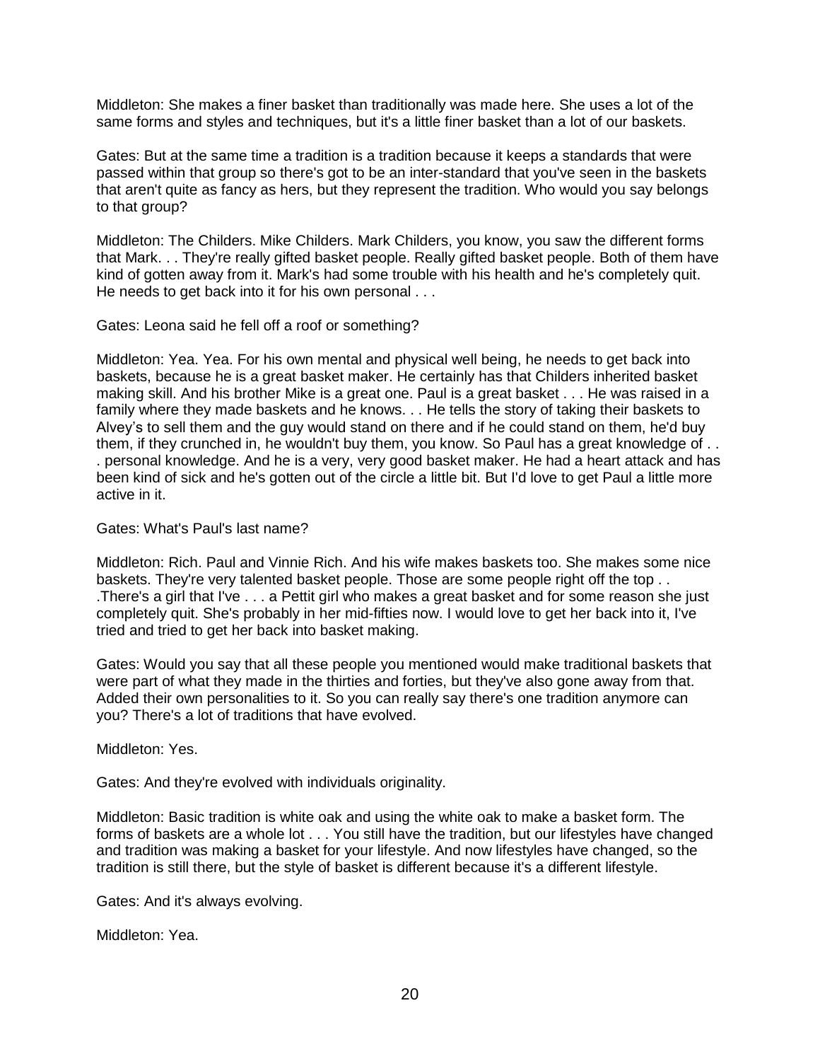Middleton: She makes a finer basket than traditionally was made here. She uses a lot of the same forms and styles and techniques, but it's a little finer basket than a lot of our baskets.

Gates: But at the same time a tradition is a tradition because it keeps a standards that were passed within that group so there's got to be an inter-standard that you've seen in the baskets that aren't quite as fancy as hers, but they represent the tradition. Who would you say belongs to that group?

Middleton: The Childers. Mike Childers. Mark Childers, you know, you saw the different forms that Mark. . . They're really gifted basket people. Really gifted basket people. Both of them have kind of gotten away from it. Mark's had some trouble with his health and he's completely quit. He needs to get back into it for his own personal . . .

Gates: Leona said he fell off a roof or something?

Middleton: Yea. Yea. For his own mental and physical well being, he needs to get back into baskets, because he is a great basket maker. He certainly has that Childers inherited basket making skill. And his brother Mike is a great one. Paul is a great basket . . . He was raised in a family where they made baskets and he knows. . . He tells the story of taking their baskets to Alvey's to sell them and the guy would stand on there and if he could stand on them, he'd buy them, if they crunched in, he wouldn't buy them, you know. So Paul has a great knowledge of . . . personal knowledge. And he is a very, very good basket maker. He had a heart attack and has been kind of sick and he's gotten out of the circle a little bit. But I'd love to get Paul a little more active in it.

Gates: What's Paul's last name?

Middleton: Rich. Paul and Vinnie Rich. And his wife makes baskets too. She makes some nice baskets. They're very talented basket people. Those are some people right off the top . . .There's a girl that I've . . . a Pettit girl who makes a great basket and for some reason she just completely quit. She's probably in her mid-fifties now. I would love to get her back into it, I've tried and tried to get her back into basket making.

Gates: Would you say that all these people you mentioned would make traditional baskets that were part of what they made in the thirties and forties, but they've also gone away from that. Added their own personalities to it. So you can really say there's one tradition anymore can you? There's a lot of traditions that have evolved.

Middleton: Yes.

Gates: And they're evolved with individuals originality.

Middleton: Basic tradition is white oak and using the white oak to make a basket form. The forms of baskets are a whole lot . . . You still have the tradition, but our lifestyles have changed and tradition was making a basket for your lifestyle. And now lifestyles have changed, so the tradition is still there, but the style of basket is different because it's a different lifestyle.

Gates: And it's always evolving.

Middleton: Yea.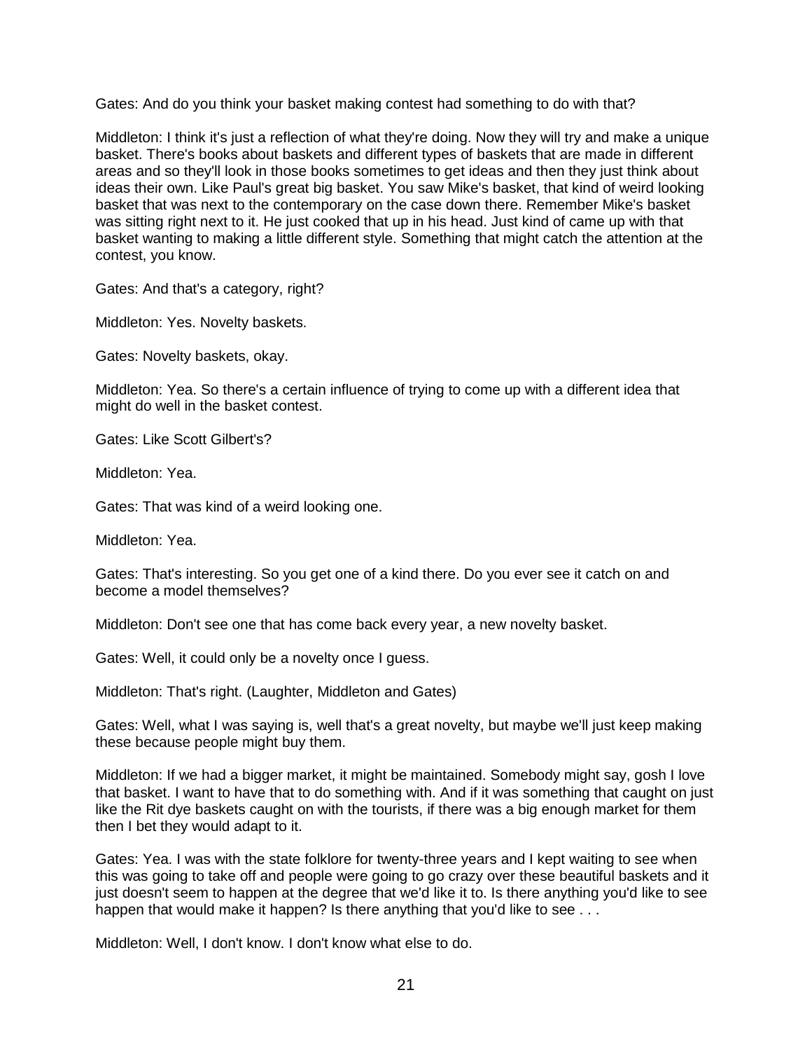Gates: And do you think your basket making contest had something to do with that?

Middleton: I think it's just a reflection of what they're doing. Now they will try and make a unique basket. There's books about baskets and different types of baskets that are made in different areas and so they'll look in those books sometimes to get ideas and then they just think about ideas their own. Like Paul's great big basket. You saw Mike's basket, that kind of weird looking basket that was next to the contemporary on the case down there. Remember Mike's basket was sitting right next to it. He just cooked that up in his head. Just kind of came up with that basket wanting to making a little different style. Something that might catch the attention at the contest, you know.

Gates: And that's a category, right?

Middleton: Yes. Novelty baskets.

Gates: Novelty baskets, okay.

Middleton: Yea. So there's a certain influence of trying to come up with a different idea that might do well in the basket contest.

Gates: Like Scott Gilbert's?

Middleton: Yea.

Gates: That was kind of a weird looking one.

Middleton: Yea.

Gates: That's interesting. So you get one of a kind there. Do you ever see it catch on and become a model themselves?

Middleton: Don't see one that has come back every year, a new novelty basket.

Gates: Well, it could only be a novelty once I guess.

Middleton: That's right. (Laughter, Middleton and Gates)

Gates: Well, what I was saying is, well that's a great novelty, but maybe we'll just keep making these because people might buy them.

Middleton: If we had a bigger market, it might be maintained. Somebody might say, gosh I love that basket. I want to have that to do something with. And if it was something that caught on just like the Rit dye baskets caught on with the tourists, if there was a big enough market for them then I bet they would adapt to it.

Gates: Yea. I was with the state folklore for twenty-three years and I kept waiting to see when this was going to take off and people were going to go crazy over these beautiful baskets and it just doesn't seem to happen at the degree that we'd like it to. Is there anything you'd like to see happen that would make it happen? Is there anything that you'd like to see . . .

Middleton: Well, I don't know. I don't know what else to do.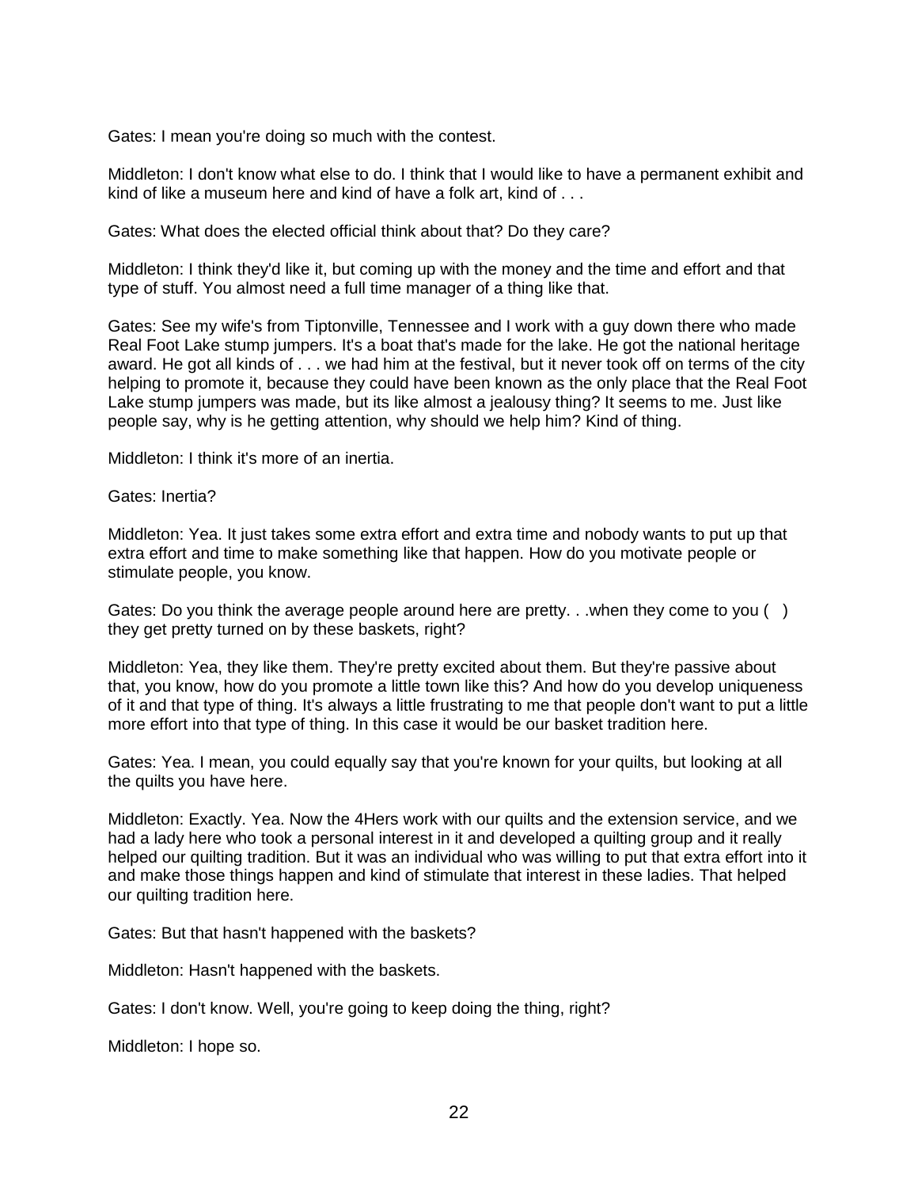Gates: I mean you're doing so much with the contest.

Middleton: I don't know what else to do. I think that I would like to have a permanent exhibit and kind of like a museum here and kind of have a folk art, kind of . . .

Gates: What does the elected official think about that? Do they care?

Middleton: I think they'd like it, but coming up with the money and the time and effort and that type of stuff. You almost need a full time manager of a thing like that.

Gates: See my wife's from Tiptonville, Tennessee and I work with a guy down there who made Real Foot Lake stump jumpers. It's a boat that's made for the lake. He got the national heritage award. He got all kinds of . . . we had him at the festival, but it never took off on terms of the city helping to promote it, because they could have been known as the only place that the Real Foot Lake stump jumpers was made, but its like almost a jealousy thing? It seems to me. Just like people say, why is he getting attention, why should we help him? Kind of thing.

Middleton: I think it's more of an inertia.

Gates: Inertia?

Middleton: Yea. It just takes some extra effort and extra time and nobody wants to put up that extra effort and time to make something like that happen. How do you motivate people or stimulate people, you know.

Gates: Do you think the average people around here are pretty. . .when they come to you (  ) they get pretty turned on by these baskets, right?

Middleton: Yea, they like them. They're pretty excited about them. But they're passive about that, you know, how do you promote a little town like this? And how do you develop uniqueness of it and that type of thing. It's always a little frustrating to me that people don't want to put a little more effort into that type of thing. In this case it would be our basket tradition here.

Gates: Yea. I mean, you could equally say that you're known for your quilts, but looking at all the quilts you have here.

Middleton: Exactly. Yea. Now the 4Hers work with our quilts and the extension service, and we had a lady here who took a personal interest in it and developed a quilting group and it really helped our quilting tradition. But it was an individual who was willing to put that extra effort into it and make those things happen and kind of stimulate that interest in these ladies. That helped our quilting tradition here.

Gates: But that hasn't happened with the baskets?

Middleton: Hasn't happened with the baskets.

Gates: I don't know. Well, you're going to keep doing the thing, right?

Middleton: I hope so.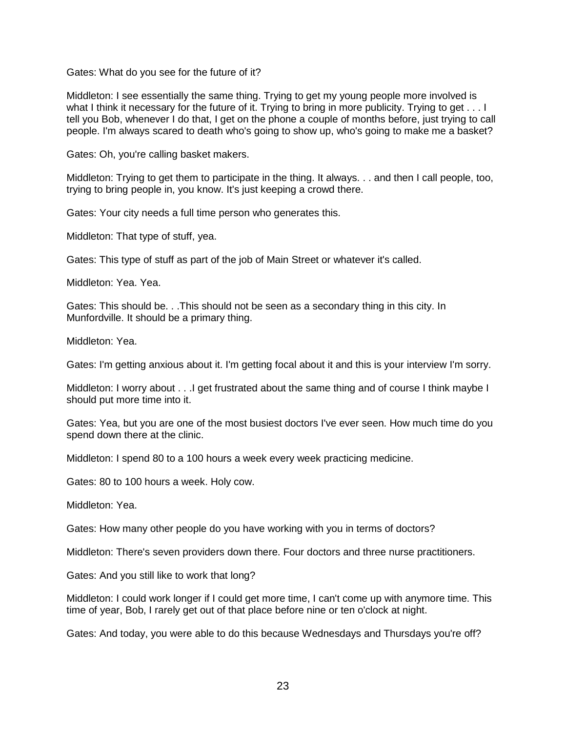Gates: What do you see for the future of it?

Middleton: I see essentially the same thing. Trying to get my young people more involved is what I think it necessary for the future of it. Trying to bring in more publicity. Trying to get . . . I tell you Bob, whenever I do that, I get on the phone a couple of months before, just trying to call people. I'm always scared to death who's going to show up, who's going to make me a basket?

Gates: Oh, you're calling basket makers.

Middleton: Trying to get them to participate in the thing. It always. . . and then I call people, too, trying to bring people in, you know. It's just keeping a crowd there.

Gates: Your city needs a full time person who generates this.

Middleton: That type of stuff, yea.

Gates: This type of stuff as part of the job of Main Street or whatever it's called.

Middleton: Yea. Yea.

Gates: This should be. . .This should not be seen as a secondary thing in this city. In Munfordville. It should be a primary thing.

Middleton: Yea.

Gates: I'm getting anxious about it. I'm getting focal about it and this is your interview I'm sorry.

Middleton: I worry about . . .I get frustrated about the same thing and of course I think maybe I should put more time into it.

Gates: Yea, but you are one of the most busiest doctors I've ever seen. How much time do you spend down there at the clinic.

Middleton: I spend 80 to a 100 hours a week every week practicing medicine.

Gates: 80 to 100 hours a week. Holy cow.

Middleton: Yea.

Gates: How many other people do you have working with you in terms of doctors?

Middleton: There's seven providers down there. Four doctors and three nurse practitioners.

Gates: And you still like to work that long?

Middleton: I could work longer if I could get more time, I can't come up with anymore time. This time of year, Bob, I rarely get out of that place before nine or ten o'clock at night.

Gates: And today, you were able to do this because Wednesdays and Thursdays you're off?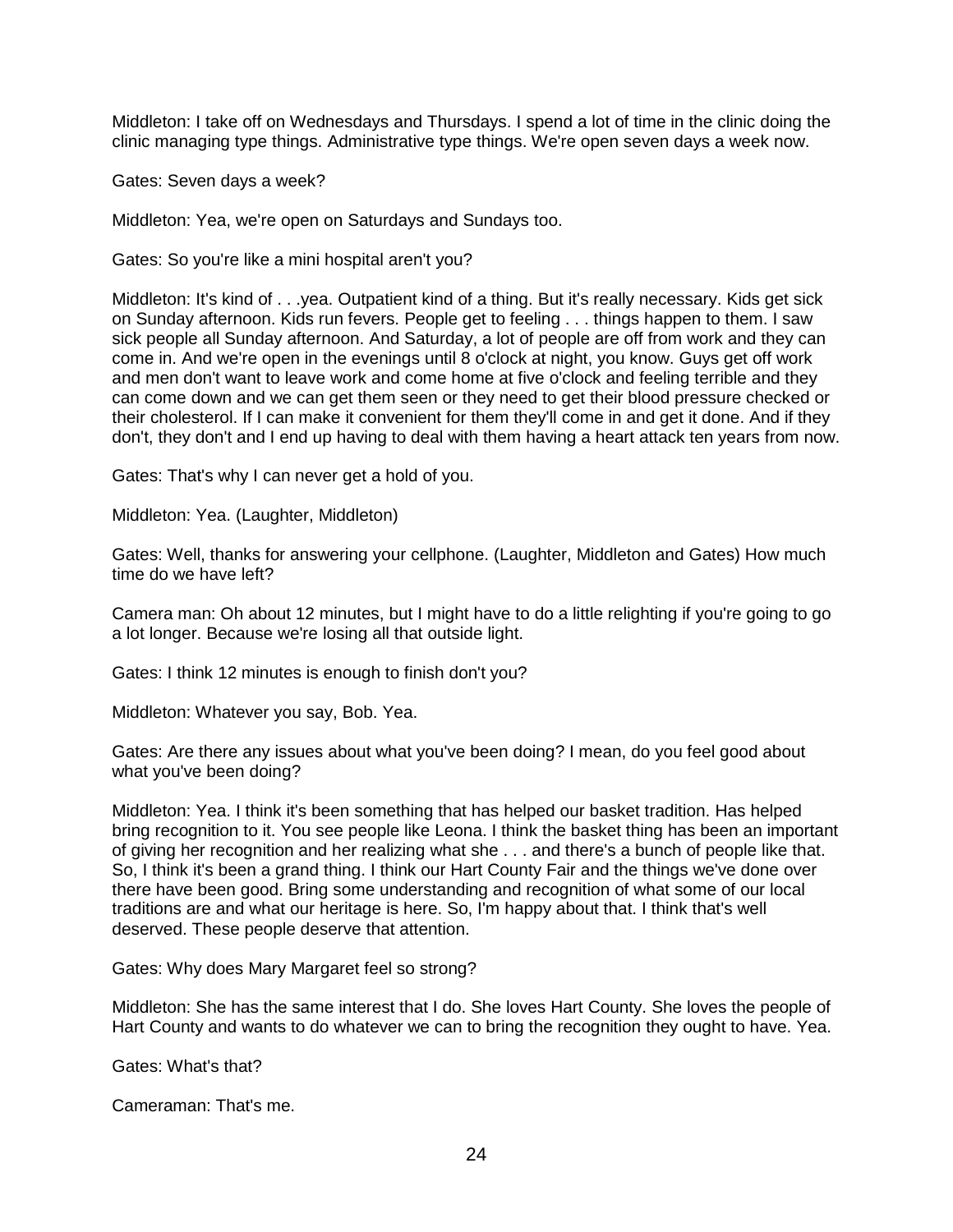Middleton: I take off on Wednesdays and Thursdays. I spend a lot of time in the clinic doing the clinic managing type things. Administrative type things. We're open seven days a week now.

Gates: Seven days a week?

Middleton: Yea, we're open on Saturdays and Sundays too.

Gates: So you're like a mini hospital aren't you?

Middleton: It's kind of . . .yea. Outpatient kind of a thing. But it's really necessary. Kids get sick on Sunday afternoon. Kids run fevers. People get to feeling . . . things happen to them. I saw sick people all Sunday afternoon. And Saturday, a lot of people are off from work and they can come in. And we're open in the evenings until 8 o'clock at night, you know. Guys get off work and men don't want to leave work and come home at five o'clock and feeling terrible and they can come down and we can get them seen or they need to get their blood pressure checked or their cholesterol. If I can make it convenient for them they'll come in and get it done. And if they don't, they don't and I end up having to deal with them having a heart attack ten years from now.

Gates: That's why I can never get a hold of you.

Middleton: Yea. (Laughter, Middleton)

Gates: Well, thanks for answering your cellphone. (Laughter, Middleton and Gates) How much time do we have left?

Camera man: Oh about 12 minutes, but I might have to do a little relighting if you're going to go a lot longer. Because we're losing all that outside light.

Gates: I think 12 minutes is enough to finish don't you?

Middleton: Whatever you say, Bob. Yea.

Gates: Are there any issues about what you've been doing? I mean, do you feel good about what you've been doing?

Middleton: Yea. I think it's been something that has helped our basket tradition. Has helped bring recognition to it. You see people like Leona. I think the basket thing has been an important of giving her recognition and her realizing what she . . . and there's a bunch of people like that. So, I think it's been a grand thing. I think our Hart County Fair and the things we've done over there have been good. Bring some understanding and recognition of what some of our local traditions are and what our heritage is here. So, I'm happy about that. I think that's well deserved. These people deserve that attention.

Gates: Why does Mary Margaret feel so strong?

Middleton: She has the same interest that I do. She loves Hart County. She loves the people of Hart County and wants to do whatever we can to bring the recognition they ought to have. Yea.

Gates: What's that?

Cameraman: That's me.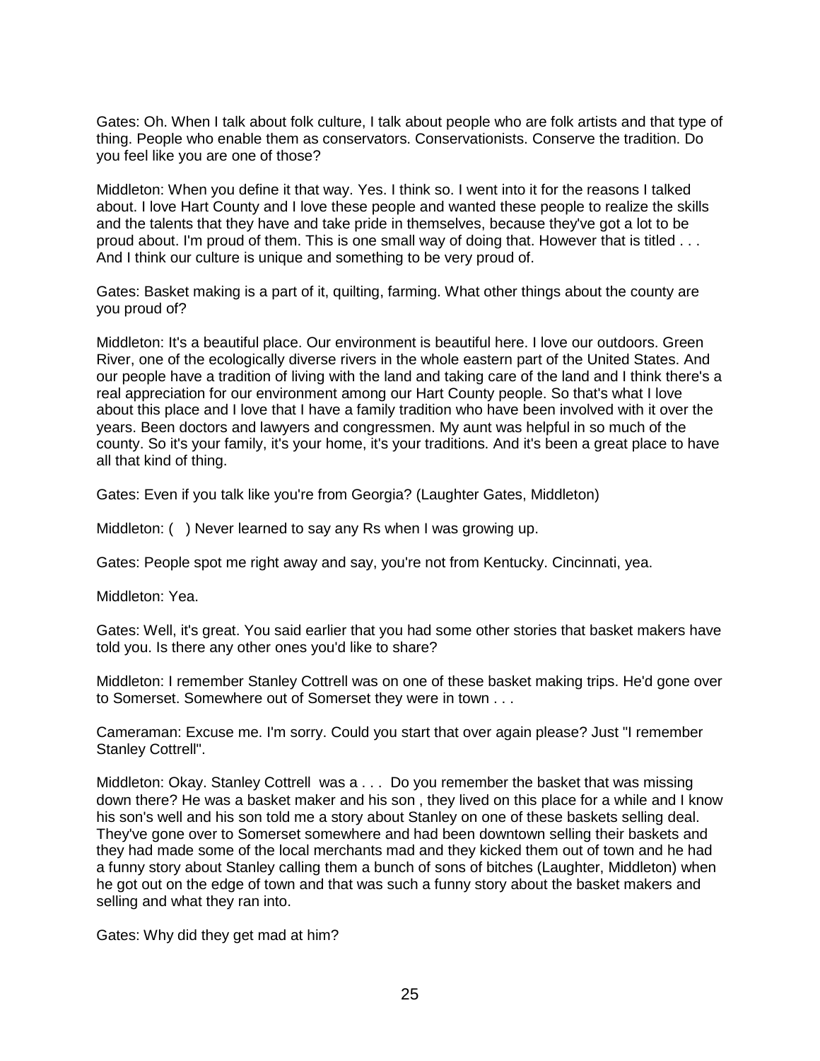Gates: Oh. When I talk about folk culture, I talk about people who are folk artists and that type of thing. People who enable them as conservators. Conservationists. Conserve the tradition. Do you feel like you are one of those?

Middleton: When you define it that way. Yes. I think so. I went into it for the reasons I talked about. I love Hart County and I love these people and wanted these people to realize the skills and the talents that they have and take pride in themselves, because they've got a lot to be proud about. I'm proud of them. This is one small way of doing that. However that is titled . . . And I think our culture is unique and something to be very proud of.

Gates: Basket making is a part of it, quilting, farming. What other things about the county are you proud of?

Middleton: It's a beautiful place. Our environment is beautiful here. I love our outdoors. Green River, one of the ecologically diverse rivers in the whole eastern part of the United States. And our people have a tradition of living with the land and taking care of the land and I think there's a real appreciation for our environment among our Hart County people. So that's what I love about this place and I love that I have a family tradition who have been involved with it over the years. Been doctors and lawyers and congressmen. My aunt was helpful in so much of the county. So it's your family, it's your home, it's your traditions. And it's been a great place to have all that kind of thing.

Gates: Even if you talk like you're from Georgia? (Laughter Gates, Middleton)

Middleton: (   ) Never learned to say any Rs when I was growing up.

Gates: People spot me right away and say, you're not from Kentucky. Cincinnati, yea.

Middleton: Yea.

Gates: Well, it's great. You said earlier that you had some other stories that basket makers have told you. Is there any other ones you'd like to share?

Middleton: I remember Stanley Cottrell was on one of these basket making trips. He'd gone over to Somerset. Somewhere out of Somerset they were in town . . .

Cameraman: Excuse me. I'm sorry. Could you start that over again please? Just "I remember Stanley Cottrell".

Middleton: Okay. Stanley Cottrell was a . . . Do you remember the basket that was missing down there? He was a basket maker and his son , they lived on this place for a while and I know his son's well and his son told me a story about Stanley on one of these baskets selling deal. They've gone over to Somerset somewhere and had been downtown selling their baskets and they had made some of the local merchants mad and they kicked them out of town and he had a funny story about Stanley calling them a bunch of sons of bitches (Laughter, Middleton) when he got out on the edge of town and that was such a funny story about the basket makers and selling and what they ran into.

Gates: Why did they get mad at him?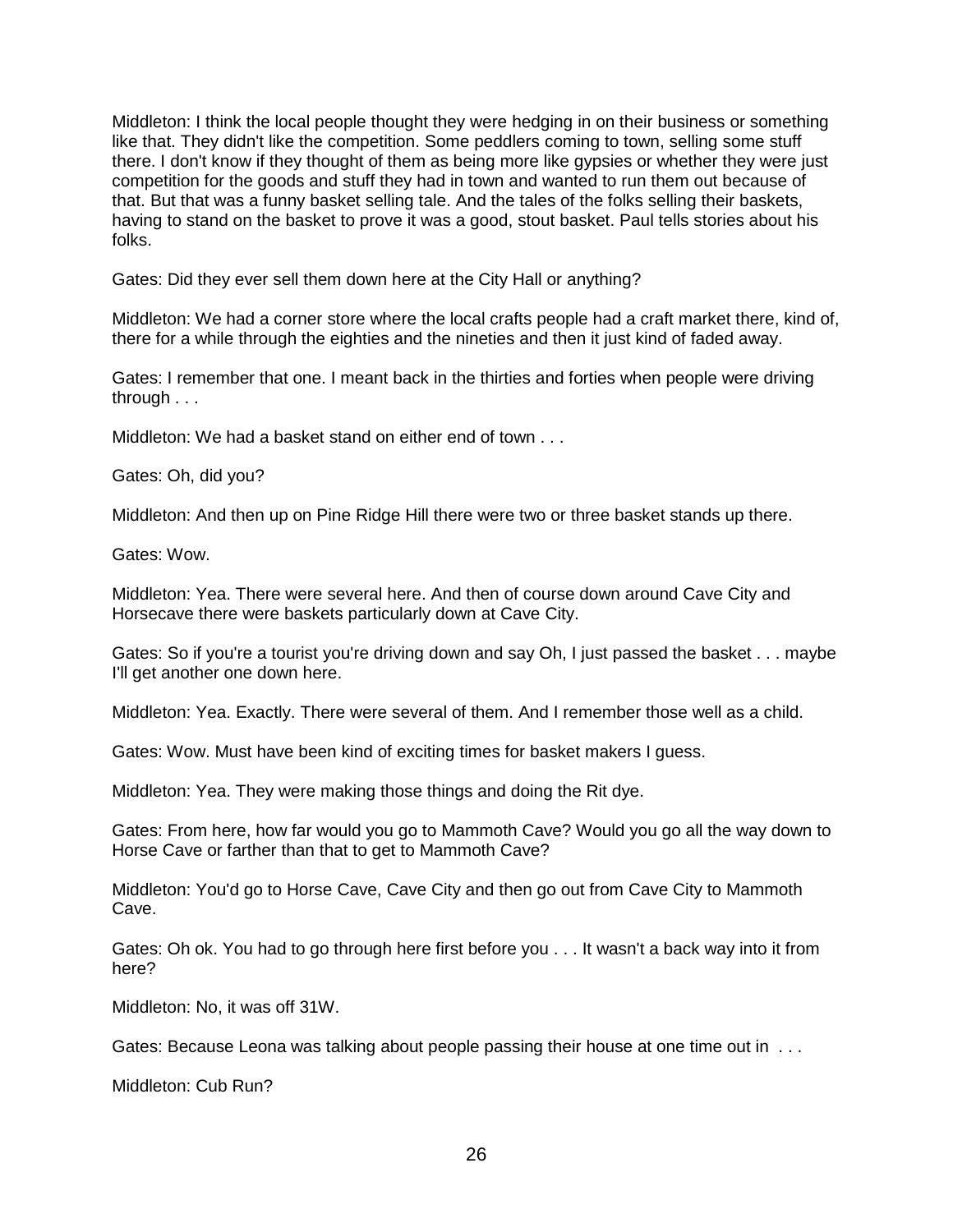Middleton: I think the local people thought they were hedging in on their business or something like that. They didn't like the competition. Some peddlers coming to town, selling some stuff there. I don't know if they thought of them as being more like gypsies or whether they were just competition for the goods and stuff they had in town and wanted to run them out because of that. But that was a funny basket selling tale. And the tales of the folks selling their baskets, having to stand on the basket to prove it was a good, stout basket. Paul tells stories about his folks.

Gates: Did they ever sell them down here at the City Hall or anything?

Middleton: We had a corner store where the local crafts people had a craft market there, kind of, there for a while through the eighties and the nineties and then it just kind of faded away.

Gates: I remember that one. I meant back in the thirties and forties when people were driving through . . .

Middleton: We had a basket stand on either end of town . . .

Gates: Oh, did you?

Middleton: And then up on Pine Ridge Hill there were two or three basket stands up there.

Gates: Wow.

Middleton: Yea. There were several here. And then of course down around Cave City and Horsecave there were baskets particularly down at Cave City.

Gates: So if you're a tourist you're driving down and say Oh, I just passed the basket . . . maybe I'll get another one down here.

Middleton: Yea. Exactly. There were several of them. And I remember those well as a child.

Gates: Wow. Must have been kind of exciting times for basket makers I guess.

Middleton: Yea. They were making those things and doing the Rit dye.

Gates: From here, how far would you go to Mammoth Cave? Would you go all the way down to Horse Cave or farther than that to get to Mammoth Cave?

Middleton: You'd go to Horse Cave, Cave City and then go out from Cave City to Mammoth Cave.

Gates: Oh ok. You had to go through here first before you . . . It wasn't a back way into it from here?

Middleton: No, it was off 31W.

Gates: Because Leona was talking about people passing their house at one time out in . . .

Middleton: Cub Run?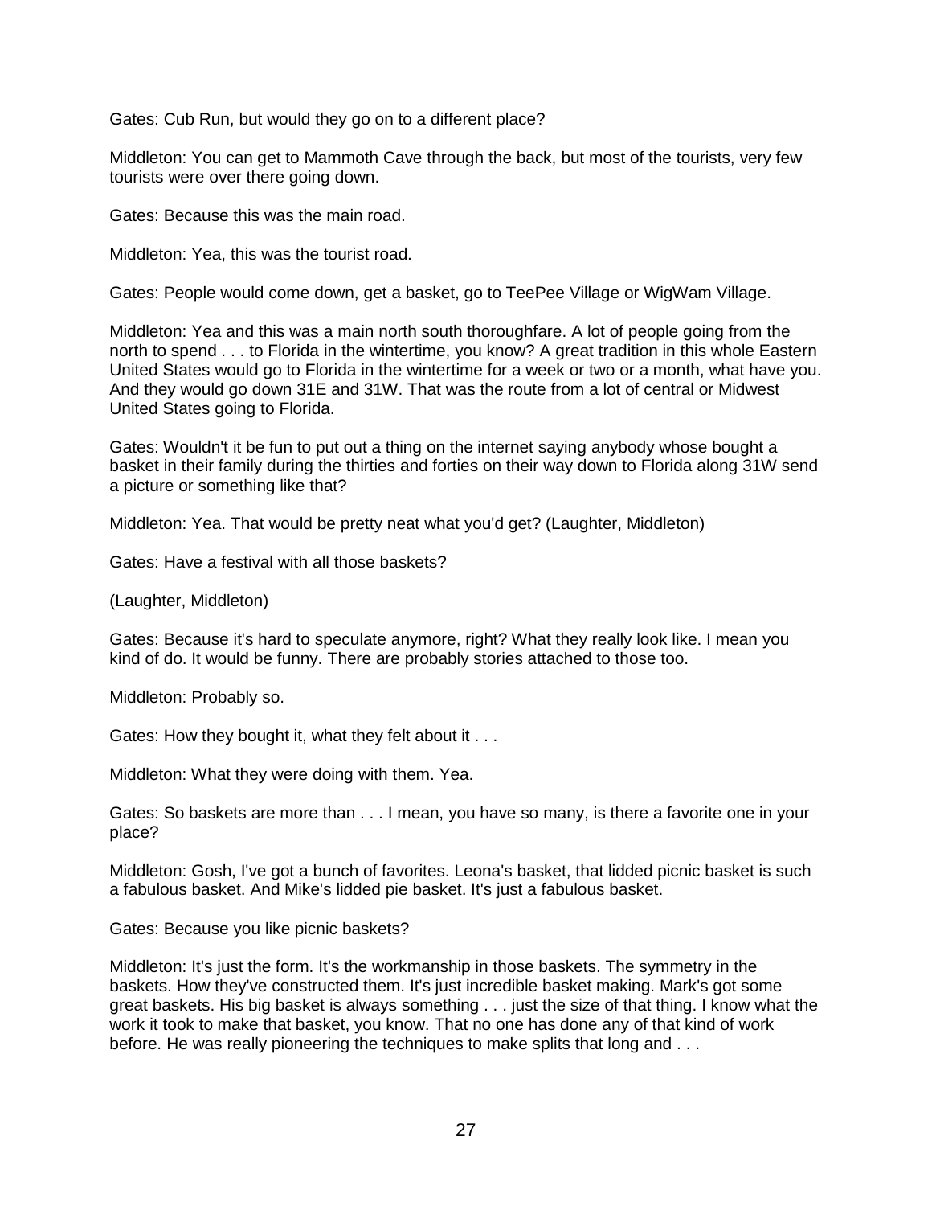Gates: Cub Run, but would they go on to a different place?

Middleton: You can get to Mammoth Cave through the back, but most of the tourists, very few tourists were over there going down.

Gates: Because this was the main road.

Middleton: Yea, this was the tourist road.

Gates: People would come down, get a basket, go to TeePee Village or WigWam Village.

Middleton: Yea and this was a main north south thoroughfare. A lot of people going from the north to spend . . . to Florida in the wintertime, you know? A great tradition in this whole Eastern United States would go to Florida in the wintertime for a week or two or a month, what have you. And they would go down 31E and 31W. That was the route from a lot of central or Midwest United States going to Florida.

Gates: Wouldn't it be fun to put out a thing on the internet saying anybody whose bought a basket in their family during the thirties and forties on their way down to Florida along 31W send a picture or something like that?

Middleton: Yea. That would be pretty neat what you'd get? (Laughter, Middleton)

Gates: Have a festival with all those baskets?

(Laughter, Middleton)

Gates: Because it's hard to speculate anymore, right? What they really look like. I mean you kind of do. It would be funny. There are probably stories attached to those too.

Middleton: Probably so.

Gates: How they bought it, what they felt about it . . .

Middleton: What they were doing with them. Yea.

Gates: So baskets are more than . . . I mean, you have so many, is there a favorite one in your place?

Middleton: Gosh, I've got a bunch of favorites. Leona's basket, that lidded picnic basket is such a fabulous basket. And Mike's lidded pie basket. It's just a fabulous basket.

Gates: Because you like picnic baskets?

Middleton: It's just the form. It's the workmanship in those baskets. The symmetry in the baskets. How they've constructed them. It's just incredible basket making. Mark's got some great baskets. His big basket is always something . . . just the size of that thing. I know what the work it took to make that basket, you know. That no one has done any of that kind of work before. He was really pioneering the techniques to make splits that long and . . .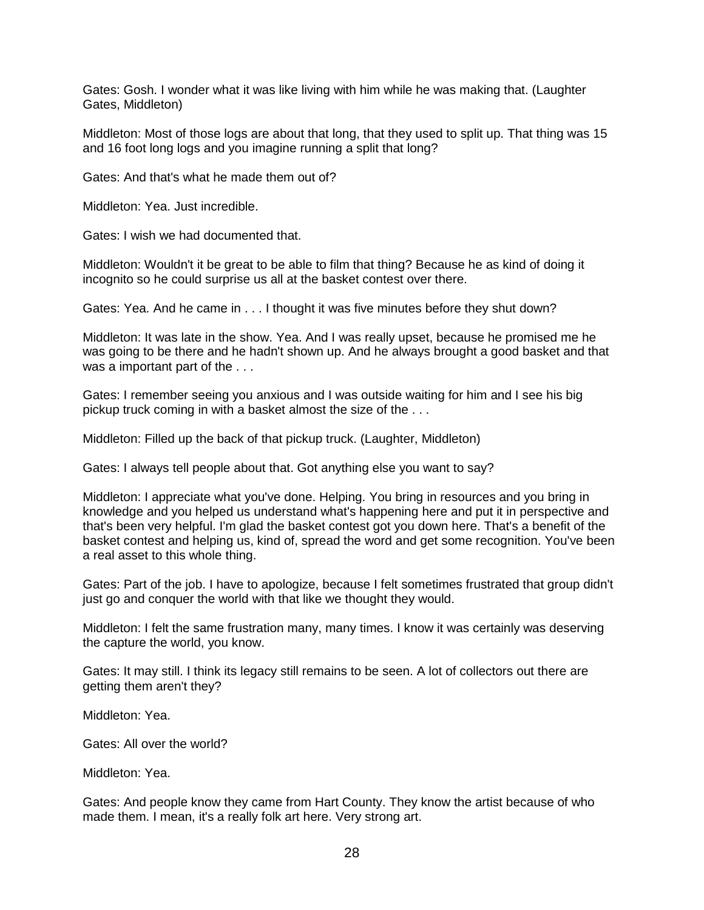Gates: Gosh. I wonder what it was like living with him while he was making that. (Laughter Gates, Middleton)

Middleton: Most of those logs are about that long, that they used to split up. That thing was 15 and 16 foot long logs and you imagine running a split that long?

Gates: And that's what he made them out of?

Middleton: Yea. Just incredible.

Gates: I wish we had documented that.

Middleton: Wouldn't it be great to be able to film that thing? Because he as kind of doing it incognito so he could surprise us all at the basket contest over there.

Gates: Yea. And he came in . . . I thought it was five minutes before they shut down?

Middleton: It was late in the show. Yea. And I was really upset, because he promised me he was going to be there and he hadn't shown up. And he always brought a good basket and that was a important part of the . . .

Gates: I remember seeing you anxious and I was outside waiting for him and I see his big pickup truck coming in with a basket almost the size of the . . .

Middleton: Filled up the back of that pickup truck. (Laughter, Middleton)

Gates: I always tell people about that. Got anything else you want to say?

Middleton: I appreciate what you've done. Helping. You bring in resources and you bring in knowledge and you helped us understand what's happening here and put it in perspective and that's been very helpful. I'm glad the basket contest got you down here. That's a benefit of the basket contest and helping us, kind of, spread the word and get some recognition. You've been a real asset to this whole thing.

Gates: Part of the job. I have to apologize, because I felt sometimes frustrated that group didn't just go and conquer the world with that like we thought they would.

Middleton: I felt the same frustration many, many times. I know it was certainly was deserving the capture the world, you know.

Gates: It may still. I think its legacy still remains to be seen. A lot of collectors out there are getting them aren't they?

Middleton: Yea.

Gates: All over the world?

Middleton: Yea.

Gates: And people know they came from Hart County. They know the artist because of who made them. I mean, it's a really folk art here. Very strong art.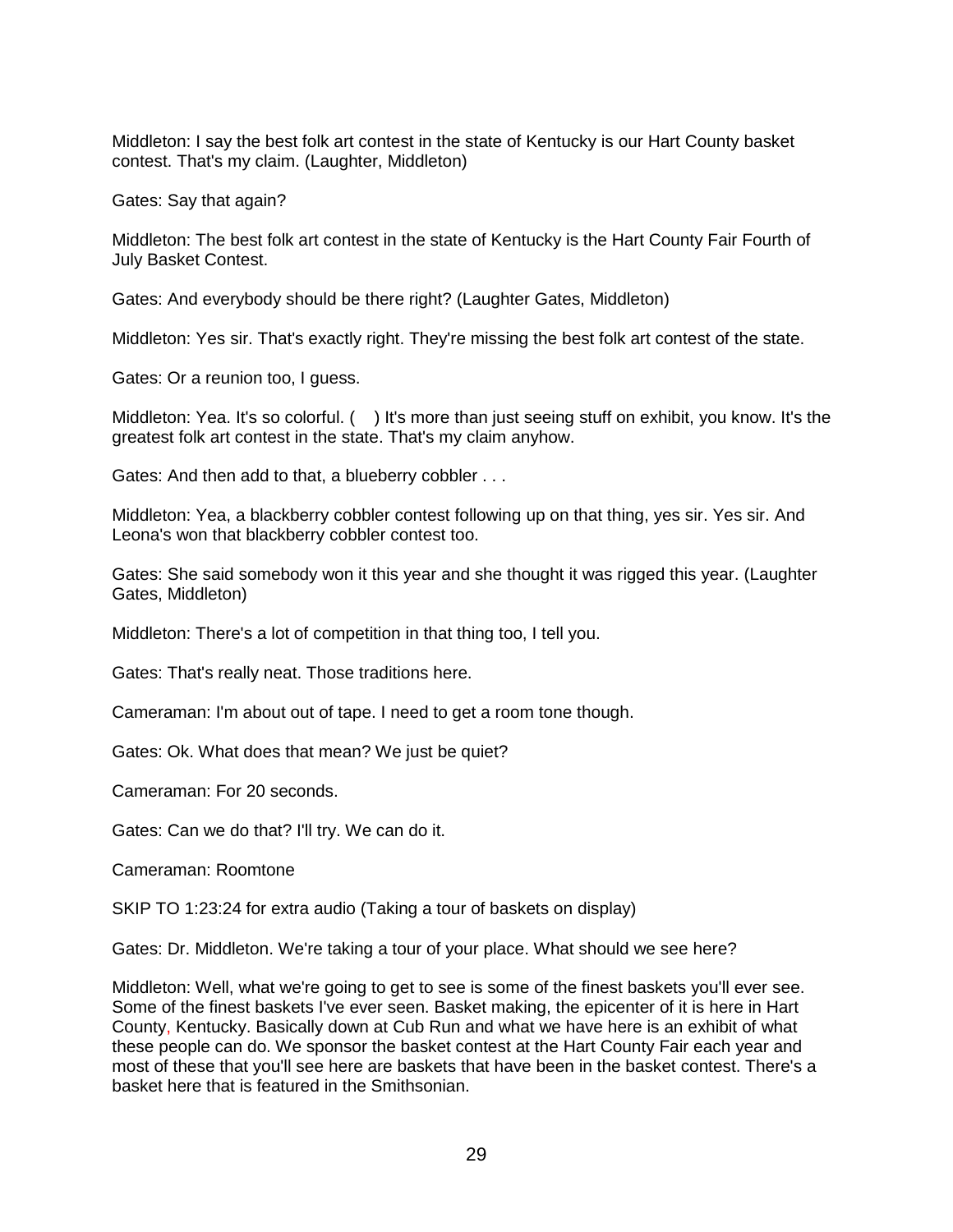Middleton: I say the best folk art contest in the state of Kentucky is our Hart County basket contest. That's my claim. (Laughter, Middleton)

Gates: Say that again?

Middleton: The best folk art contest in the state of Kentucky is the Hart County Fair Fourth of July Basket Contest.

Gates: And everybody should be there right? (Laughter Gates, Middleton)

Middleton: Yes sir. That's exactly right. They're missing the best folk art contest of the state.

Gates: Or a reunion too, I guess.

Middleton: Yea. It's so colorful. (   ) It's more than just seeing stuff on exhibit, you know. It's the greatest folk art contest in the state. That's my claim anyhow.

Gates: And then add to that, a blueberry cobbler . . .

Middleton: Yea, a blackberry cobbler contest following up on that thing, yes sir. Yes sir. And Leona's won that blackberry cobbler contest too.

Gates: She said somebody won it this year and she thought it was rigged this year. (Laughter Gates, Middleton)

Middleton: There's a lot of competition in that thing too, I tell you.

Gates: That's really neat. Those traditions here.

Cameraman: I'm about out of tape. I need to get a room tone though.

Gates: Ok. What does that mean? We just be quiet?

Cameraman: For 20 seconds.

Gates: Can we do that? I'll try. We can do it.

Cameraman: Roomtone

SKIP TO 1:23:24 for extra audio (Taking a tour of baskets on display)

Gates: Dr. Middleton. We're taking a tour of your place. What should we see here?

Middleton: Well, what we're going to get to see is some of the finest baskets you'll ever see. Some of the finest baskets I've ever seen. Basket making, the epicenter of it is here in Hart County, Kentucky. Basically down at Cub Run and what we have here is an exhibit of what these people can do. We sponsor the basket contest at the Hart County Fair each year and most of these that you'll see here are baskets that have been in the basket contest. There's a basket here that is featured in the Smithsonian.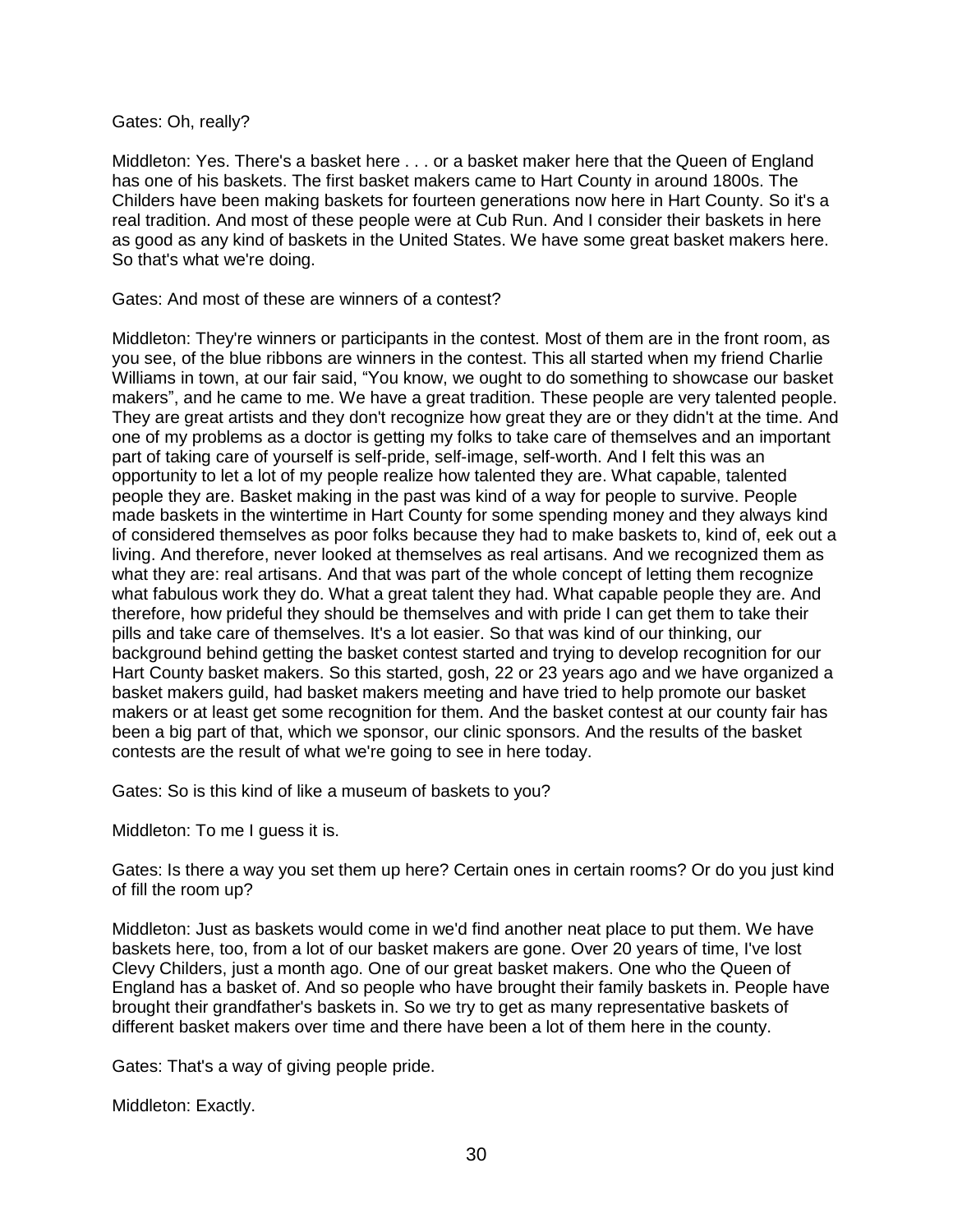Gates: Oh, really?

Middleton: Yes. There's a basket here . . . or a basket maker here that the Queen of England has one of his baskets. The first basket makers came to Hart County in around 1800s. The Childers have been making baskets for fourteen generations now here in Hart County. So it's a real tradition. And most of these people were at Cub Run. And I consider their baskets in here as good as any kind of baskets in the United States. We have some great basket makers here. So that's what we're doing.

Gates: And most of these are winners of a contest?

Middleton: They're winners or participants in the contest. Most of them are in the front room, as you see, of the blue ribbons are winners in the contest. This all started when my friend Charlie Williams in town, at our fair said, "You know, we ought to do something to showcase our basket makers", and he came to me. We have a great tradition. These people are very talented people. They are great artists and they don't recognize how great they are or they didn't at the time. And one of my problems as a doctor is getting my folks to take care of themselves and an important part of taking care of yourself is self-pride, self-image, self-worth. And I felt this was an opportunity to let a lot of my people realize how talented they are. What capable, talented people they are. Basket making in the past was kind of a way for people to survive. People made baskets in the wintertime in Hart County for some spending money and they always kind of considered themselves as poor folks because they had to make baskets to, kind of, eek out a living. And therefore, never looked at themselves as real artisans. And we recognized them as what they are: real artisans. And that was part of the whole concept of letting them recognize what fabulous work they do. What a great talent they had. What capable people they are. And therefore, how prideful they should be themselves and with pride I can get them to take their pills and take care of themselves. It's a lot easier. So that was kind of our thinking, our background behind getting the basket contest started and trying to develop recognition for our Hart County basket makers. So this started, gosh, 22 or 23 years ago and we have organized a basket makers guild, had basket makers meeting and have tried to help promote our basket makers or at least get some recognition for them. And the basket contest at our county fair has been a big part of that, which we sponsor, our clinic sponsors. And the results of the basket contests are the result of what we're going to see in here today.

Gates: So is this kind of like a museum of baskets to you?

Middleton: To me I guess it is.

Gates: Is there a way you set them up here? Certain ones in certain rooms? Or do you just kind of fill the room up?

Middleton: Just as baskets would come in we'd find another neat place to put them. We have baskets here, too, from a lot of our basket makers are gone. Over 20 years of time, I've lost Clevy Childers, just a month ago. One of our great basket makers. One who the Queen of England has a basket of. And so people who have brought their family baskets in. People have brought their grandfather's baskets in. So we try to get as many representative baskets of different basket makers over time and there have been a lot of them here in the county.

Gates: That's a way of giving people pride.

Middleton: Exactly.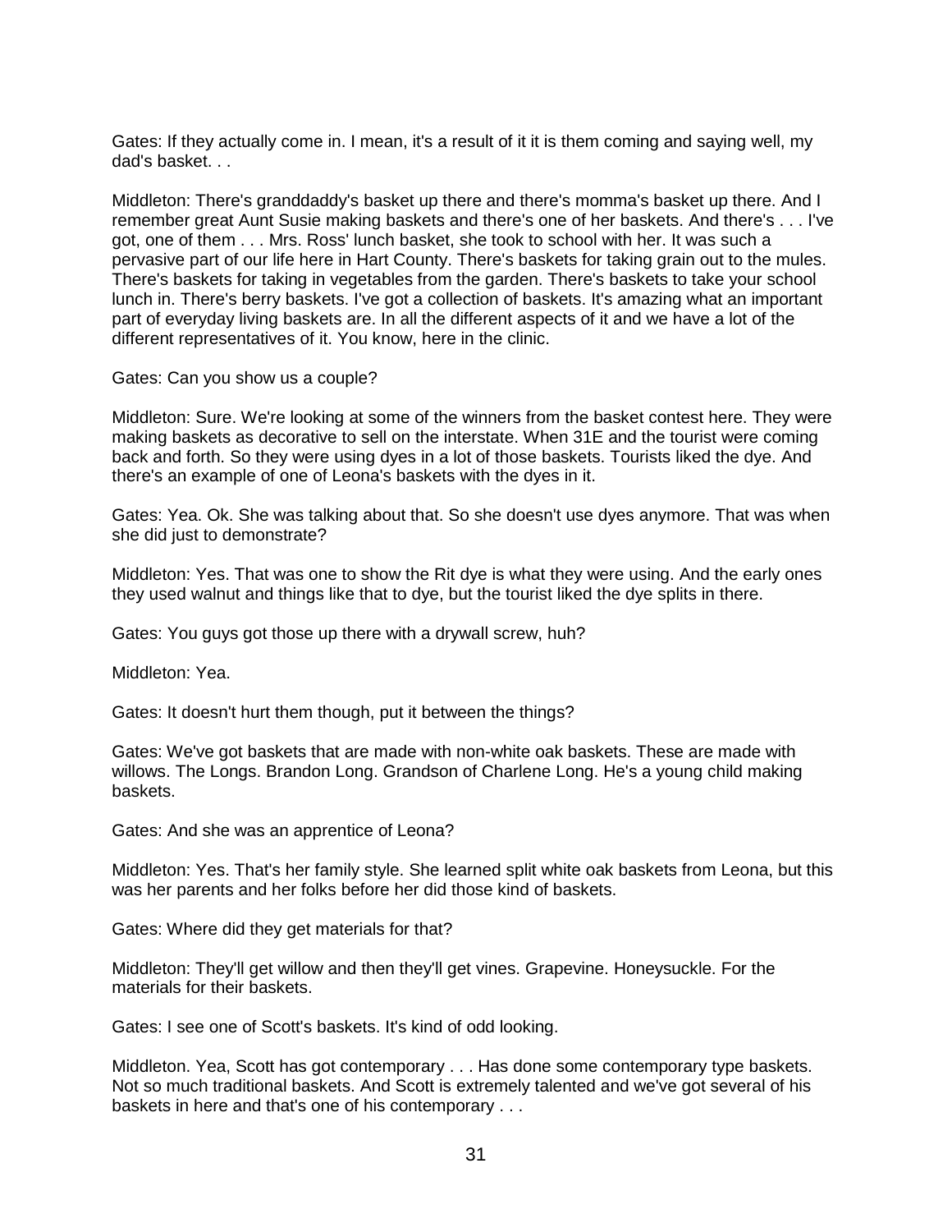Gates: If they actually come in. I mean, it's a result of it it is them coming and saying well, my dad's basket. . .

Middleton: There's granddaddy's basket up there and there's momma's basket up there. And I remember great Aunt Susie making baskets and there's one of her baskets. And there's . . . I've got, one of them . . . Mrs. Ross' lunch basket, she took to school with her. It was such a pervasive part of our life here in Hart County. There's baskets for taking grain out to the mules. There's baskets for taking in vegetables from the garden. There's baskets to take your school lunch in. There's berry baskets. I've got a collection of baskets. It's amazing what an important part of everyday living baskets are. In all the different aspects of it and we have a lot of the different representatives of it. You know, here in the clinic.

Gates: Can you show us a couple?

Middleton: Sure. We're looking at some of the winners from the basket contest here. They were making baskets as decorative to sell on the interstate. When 31E and the tourist were coming back and forth. So they were using dyes in a lot of those baskets. Tourists liked the dye. And there's an example of one of Leona's baskets with the dyes in it.

Gates: Yea. Ok. She was talking about that. So she doesn't use dyes anymore. That was when she did just to demonstrate?

Middleton: Yes. That was one to show the Rit dye is what they were using. And the early ones they used walnut and things like that to dye, but the tourist liked the dye splits in there.

Gates: You guys got those up there with a drywall screw, huh?

Middleton: Yea.

Gates: It doesn't hurt them though, put it between the things?

Gates: We've got baskets that are made with non-white oak baskets. These are made with willows. The Longs. Brandon Long. Grandson of Charlene Long. He's a young child making baskets.

Gates: And she was an apprentice of Leona?

Middleton: Yes. That's her family style. She learned split white oak baskets from Leona, but this was her parents and her folks before her did those kind of baskets.

Gates: Where did they get materials for that?

Middleton: They'll get willow and then they'll get vines. Grapevine. Honeysuckle. For the materials for their baskets.

Gates: I see one of Scott's baskets. It's kind of odd looking.

Middleton. Yea, Scott has got contemporary . . . Has done some contemporary type baskets. Not so much traditional baskets. And Scott is extremely talented and we've got several of his baskets in here and that's one of his contemporary . . .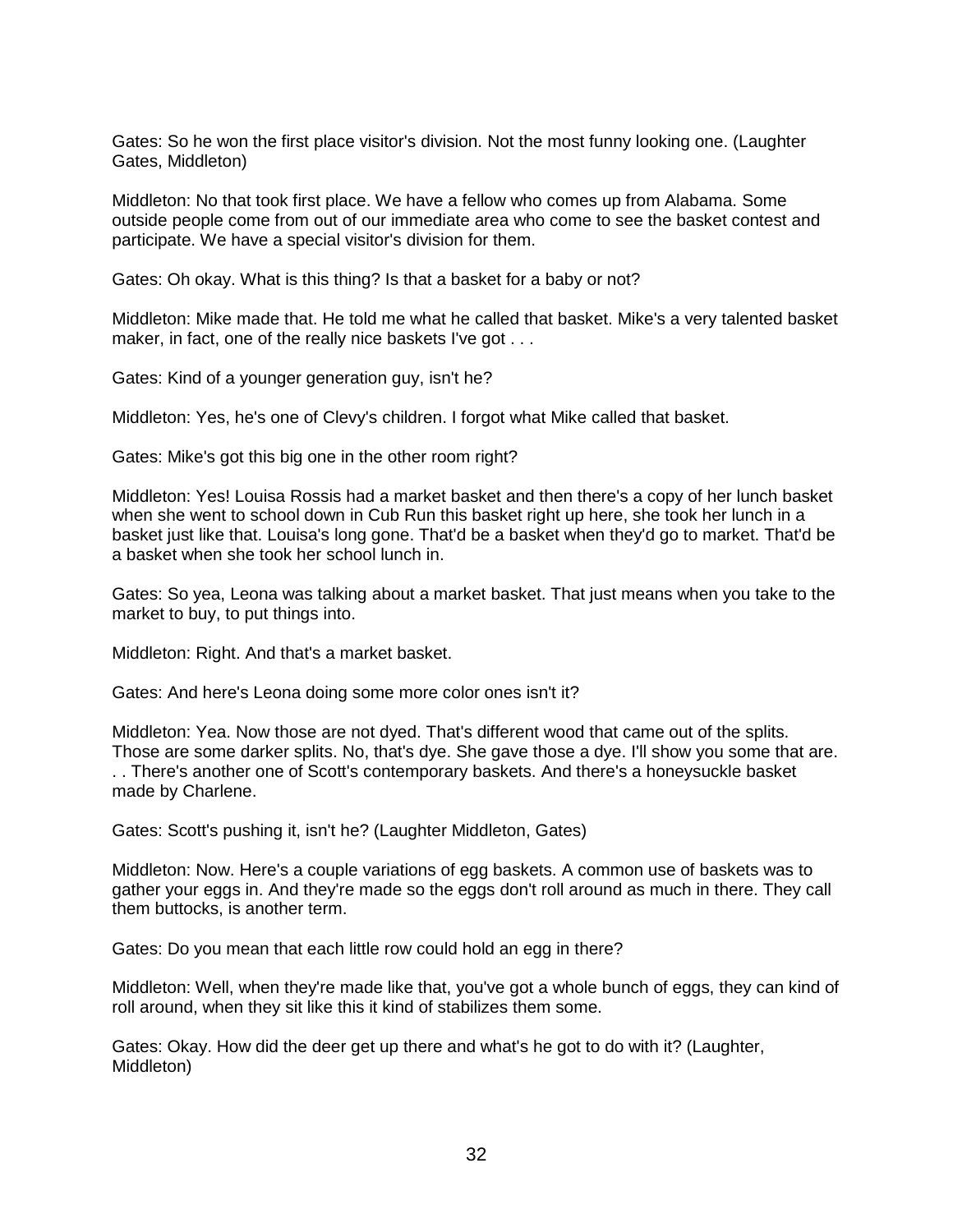Gates: So he won the first place visitor's division. Not the most funny looking one. (Laughter Gates, Middleton)

Middleton: No that took first place. We have a fellow who comes up from Alabama. Some outside people come from out of our immediate area who come to see the basket contest and participate. We have a special visitor's division for them.

Gates: Oh okay. What is this thing? Is that a basket for a baby or not?

Middleton: Mike made that. He told me what he called that basket. Mike's a very talented basket maker, in fact, one of the really nice baskets I've got . . .

Gates: Kind of a younger generation guy, isn't he?

Middleton: Yes, he's one of Clevy's children. I forgot what Mike called that basket.

Gates: Mike's got this big one in the other room right?

Middleton: Yes! Louisa Rossis had a market basket and then there's a copy of her lunch basket when she went to school down in Cub Run this basket right up here, she took her lunch in a basket just like that. Louisa's long gone. That'd be a basket when they'd go to market. That'd be a basket when she took her school lunch in.

Gates: So yea, Leona was talking about a market basket. That just means when you take to the market to buy, to put things into.

Middleton: Right. And that's a market basket.

Gates: And here's Leona doing some more color ones isn't it?

Middleton: Yea. Now those are not dyed. That's different wood that came out of the splits. Those are some darker splits. No, that's dye. She gave those a dye. I'll show you some that are. . . There's another one of Scott's contemporary baskets. And there's a honeysuckle basket made by Charlene.

Gates: Scott's pushing it, isn't he? (Laughter Middleton, Gates)

Middleton: Now. Here's a couple variations of egg baskets. A common use of baskets was to gather your eggs in. And they're made so the eggs don't roll around as much in there. They call them buttocks, is another term.

Gates: Do you mean that each little row could hold an egg in there?

Middleton: Well, when they're made like that, you've got a whole bunch of eggs, they can kind of roll around, when they sit like this it kind of stabilizes them some.

Gates: Okay. How did the deer get up there and what's he got to do with it? (Laughter, Middleton)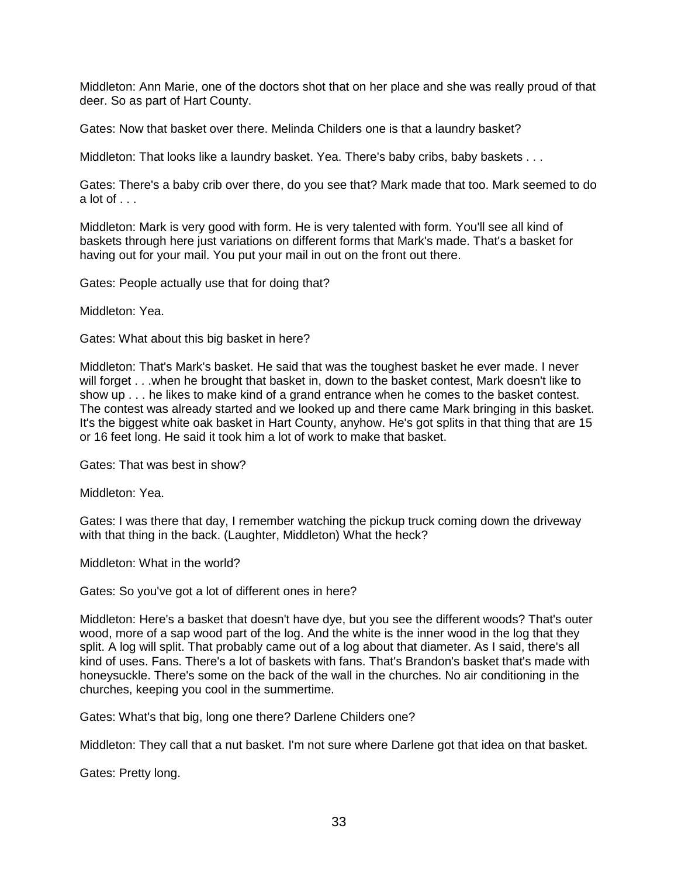Middleton: Ann Marie, one of the doctors shot that on her place and she was really proud of that deer. So as part of Hart County.

Gates: Now that basket over there. Melinda Childers one is that a laundry basket?

Middleton: That looks like a laundry basket. Yea. There's baby cribs, baby baskets . . .

Gates: There's a baby crib over there, do you see that? Mark made that too. Mark seemed to do a lot of . . .

Middleton: Mark is very good with form. He is very talented with form. You'll see all kind of baskets through here just variations on different forms that Mark's made. That's a basket for having out for your mail. You put your mail in out on the front out there.

Gates: People actually use that for doing that?

Middleton: Yea.

Gates: What about this big basket in here?

Middleton: That's Mark's basket. He said that was the toughest basket he ever made. I never will forget . . .when he brought that basket in, down to the basket contest, Mark doesn't like to show up . . . he likes to make kind of a grand entrance when he comes to the basket contest. The contest was already started and we looked up and there came Mark bringing in this basket. It's the biggest white oak basket in Hart County, anyhow. He's got splits in that thing that are 15 or 16 feet long. He said it took him a lot of work to make that basket.

Gates: That was best in show?

Middleton: Yea.

Gates: I was there that day, I remember watching the pickup truck coming down the driveway with that thing in the back. (Laughter, Middleton) What the heck?

Middleton: What in the world?

Gates: So you've got a lot of different ones in here?

Middleton: Here's a basket that doesn't have dye, but you see the different woods? That's outer wood, more of a sap wood part of the log. And the white is the inner wood in the log that they split. A log will split. That probably came out of a log about that diameter. As I said, there's all kind of uses. Fans. There's a lot of baskets with fans. That's Brandon's basket that's made with honeysuckle. There's some on the back of the wall in the churches. No air conditioning in the churches, keeping you cool in the summertime.

Gates: What's that big, long one there? Darlene Childers one?

Middleton: They call that a nut basket. I'm not sure where Darlene got that idea on that basket.

Gates: Pretty long.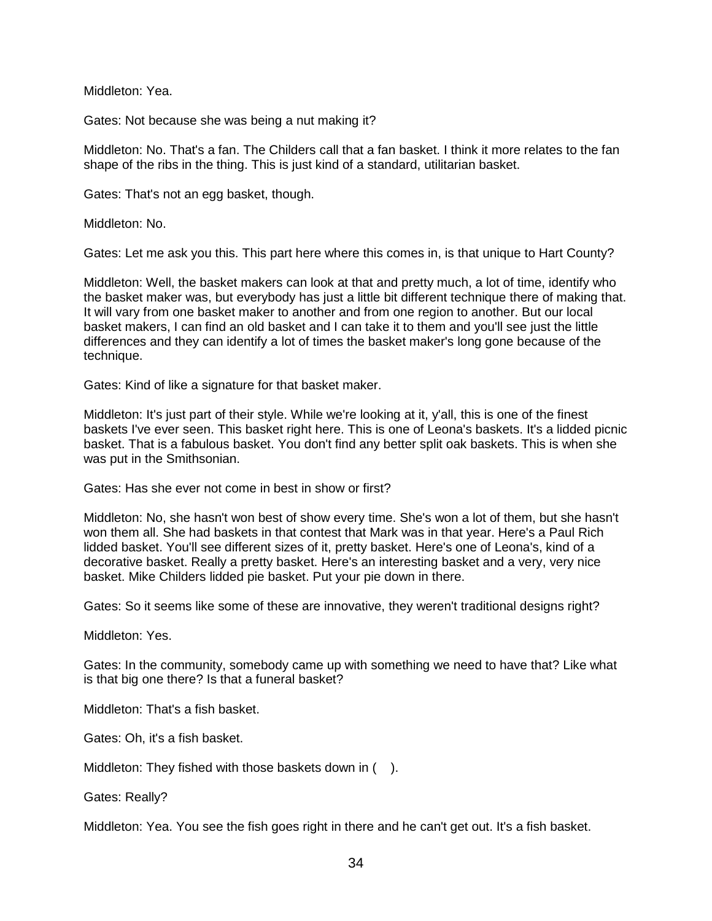Middleton: Yea.

Gates: Not because she was being a nut making it?

Middleton: No. That's a fan. The Childers call that a fan basket. I think it more relates to the fan shape of the ribs in the thing. This is just kind of a standard, utilitarian basket.

Gates: That's not an egg basket, though.

Middleton: No.

Gates: Let me ask you this. This part here where this comes in, is that unique to Hart County?

Middleton: Well, the basket makers can look at that and pretty much, a lot of time, identify who the basket maker was, but everybody has just a little bit different technique there of making that. It will vary from one basket maker to another and from one region to another. But our local basket makers, I can find an old basket and I can take it to them and you'll see just the little differences and they can identify a lot of times the basket maker's long gone because of the technique.

Gates: Kind of like a signature for that basket maker.

Middleton: It's just part of their style. While we're looking at it, y'all, this is one of the finest baskets I've ever seen. This basket right here. This is one of Leona's baskets. It's a lidded picnic basket. That is a fabulous basket. You don't find any better split oak baskets. This is when she was put in the Smithsonian.

Gates: Has she ever not come in best in show or first?

Middleton: No, she hasn't won best of show every time. She's won a lot of them, but she hasn't won them all. She had baskets in that contest that Mark was in that year. Here's a Paul Rich lidded basket. You'll see different sizes of it, pretty basket. Here's one of Leona's, kind of a decorative basket. Really a pretty basket. Here's an interesting basket and a very, very nice basket. Mike Childers lidded pie basket. Put your pie down in there.

Gates: So it seems like some of these are innovative, they weren't traditional designs right?

Middleton: Yes.

Gates: In the community, somebody came up with something we need to have that? Like what is that big one there? Is that a funeral basket?

Middleton: That's a fish basket.

Gates: Oh, it's a fish basket.

Middleton: They fished with those baskets down in (    ).

Gates: Really?

Middleton: Yea. You see the fish goes right in there and he can't get out. It's a fish basket.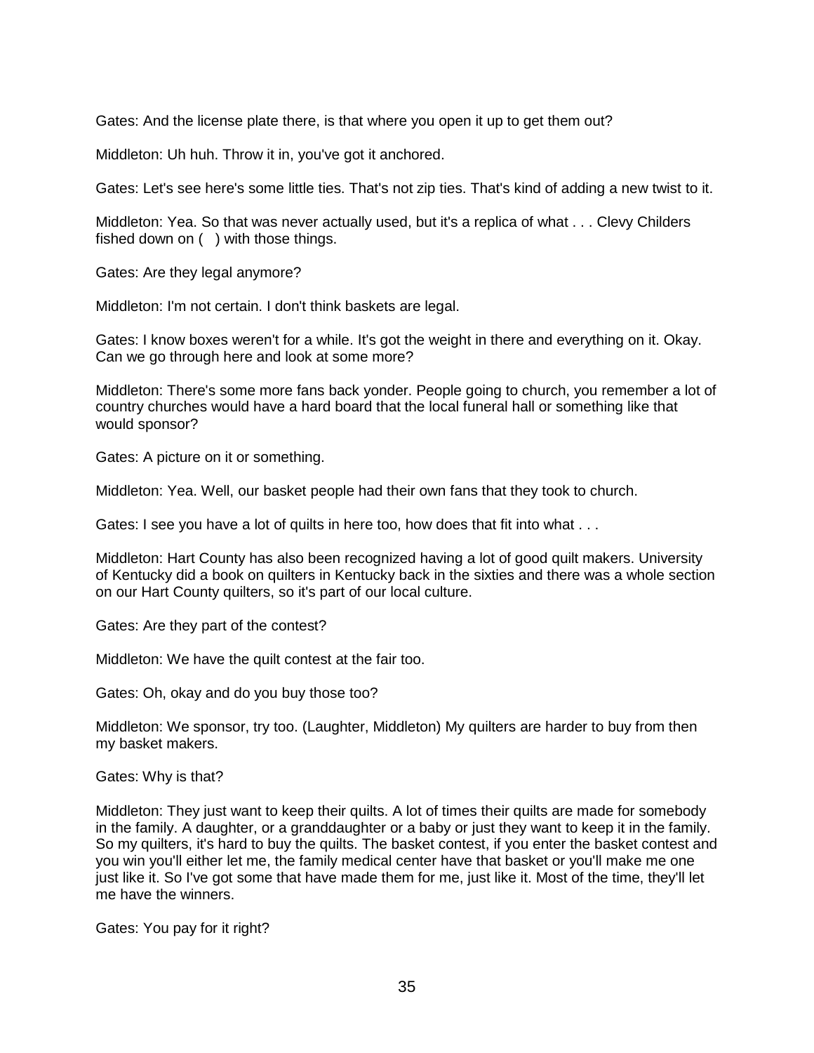Gates: And the license plate there, is that where you open it up to get them out?

Middleton: Uh huh. Throw it in, you've got it anchored.

Gates: Let's see here's some little ties. That's not zip ties. That's kind of adding a new twist to it.

Middleton: Yea. So that was never actually used, but it's a replica of what . . . Clevy Childers fished down on (   ) with those things.

Gates: Are they legal anymore?

Middleton: I'm not certain. I don't think baskets are legal.

Gates: I know boxes weren't for a while. It's got the weight in there and everything on it. Okay. Can we go through here and look at some more?

Middleton: There's some more fans back yonder. People going to church, you remember a lot of country churches would have a hard board that the local funeral hall or something like that would sponsor?

Gates: A picture on it or something.

Middleton: Yea. Well, our basket people had their own fans that they took to church.

Gates: I see you have a lot of quilts in here too, how does that fit into what . . .

Middleton: Hart County has also been recognized having a lot of good quilt makers. University of Kentucky did a book on quilters in Kentucky back in the sixties and there was a whole section on our Hart County quilters, so it's part of our local culture.

Gates: Are they part of the contest?

Middleton: We have the quilt contest at the fair too.

Gates: Oh, okay and do you buy those too?

Middleton: We sponsor, try too. (Laughter, Middleton) My quilters are harder to buy from then my basket makers.

Gates: Why is that?

Middleton: They just want to keep their quilts. A lot of times their quilts are made for somebody in the family. A daughter, or a granddaughter or a baby or just they want to keep it in the family. So my quilters, it's hard to buy the quilts. The basket contest, if you enter the basket contest and you win you'll either let me, the family medical center have that basket or you'll make me one just like it. So I've got some that have made them for me, just like it. Most of the time, they'll let me have the winners.

Gates: You pay for it right?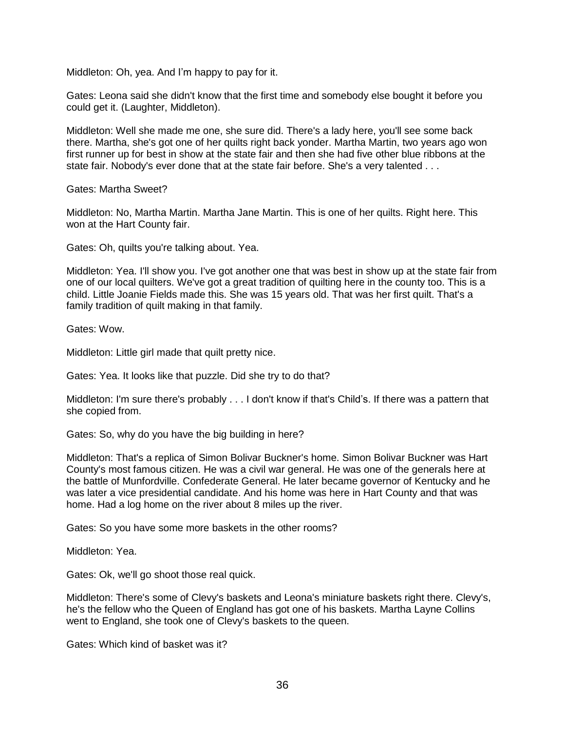Middleton: Oh, yea. And I’m happy to pay for it.

Gates: Leona said she didn't know that the first time and somebody else bought it before you could get it. (Laughter, Middleton).

Middleton: Well she made me one, she sure did. There's a lady here, you'll see some back there. Martha, she's got one of her quilts right back yonder. Martha Martin, two years ago won first runner up for best in show at the state fair and then she had five other blue ribbons at the state fair. Nobody's ever done that at the state fair before. She's a very talented . . .

Gates: Martha Sweet?

Middleton: No, Martha Martin. Martha Jane Martin. This is one of her quilts. Right here. This won at the Hart County fair.

Gates: Oh, quilts you're talking about. Yea.

Middleton: Yea. I'll show you. I've got another one that was best in show up at the state fair from one of our local quilters. We've got a great tradition of quilting here in the county too. This is a child. Little Joanie Fields made this. She was 15 years old. That was her first quilt. That's a family tradition of quilt making in that family.

Gates: Wow.

Middleton: Little girl made that quilt pretty nice.

Gates: Yea. It looks like that puzzle. Did she try to do that?

Middleton: I'm sure there's probably . . . I don't know if that's Child’s. If there was a pattern that she copied from.

Gates: So, why do you have the big building in here?

Middleton: That's a replica of Simon Bolivar Buckner's home. Simon Bolivar Buckner was Hart County's most famous citizen. He was a civil war general. He was one of the generals here at the battle of Munfordville. Confederate General. He later became governor of Kentucky and he was later a vice presidential candidate. And his home was here in Hart County and that was home. Had a log home on the river about 8 miles up the river.

Gates: So you have some more baskets in the other rooms?

Middleton: Yea.

Gates: Ok, we'll go shoot those real quick.

Middleton: There's some of Clevy's baskets and Leona's miniature baskets right there. Clevy's, he's the fellow who the Queen of England has got one of his baskets. Martha Layne Collins went to England, she took one of Clevy's baskets to the queen.

Gates: Which kind of basket was it?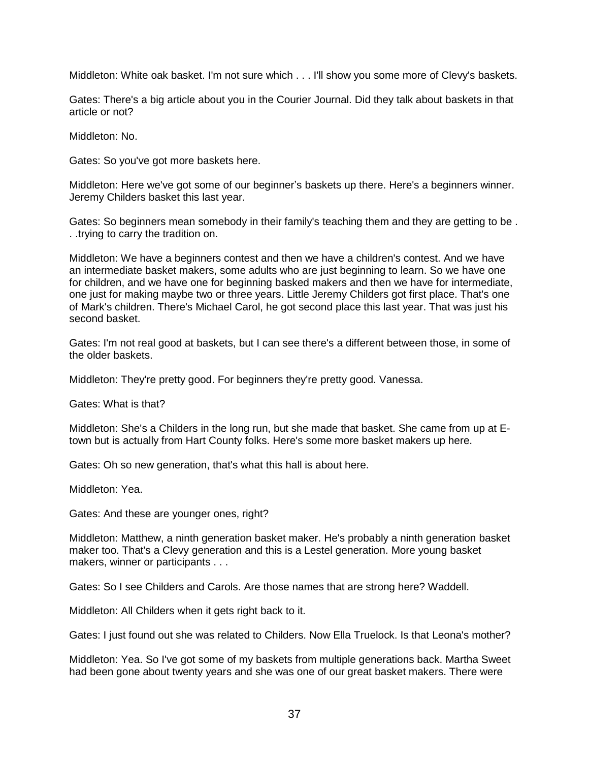Middleton: White oak basket. I'm not sure which . . . I'll show you some more of Clevy's baskets.

Gates: There's a big article about you in the Courier Journal. Did they talk about baskets in that article or not?

Middleton: No.

Gates: So you've got more baskets here.

Middleton: Here we've got some of our beginner's baskets up there. Here's a beginners winner. Jeremy Childers basket this last year.

Gates: So beginners mean somebody in their family's teaching them and they are getting to be . . .trying to carry the tradition on.

Middleton: We have a beginners contest and then we have a children's contest. And we have an intermediate basket makers, some adults who are just beginning to learn. So we have one for children, and we have one for beginning basked makers and then we have for intermediate, one just for making maybe two or three years. Little Jeremy Childers got first place. That's one of Mark's children. There's Michael Carol, he got second place this last year. That was just his second basket.

Gates: I'm not real good at baskets, but I can see there's a different between those, in some of the older baskets.

Middleton: They're pretty good. For beginners they're pretty good. Vanessa.

Gates: What is that?

Middleton: She's a Childers in the long run, but she made that basket. She came from up at E-town but is actually from Hart County folks. Here's some more basket makers up here.

Gates: Oh so new generation, that's what this hall is about here.

Middleton: Yea.

Gates: And these are younger ones, right?

Middleton: Matthew, a ninth generation basket maker. He's probably a ninth generation basket maker too. That's a Clevy generation and this is a Lestel generation. More young basket makers, winner or participants . . .

Gates: So I see Childers and Carols. Are those names that are strong here? Waddell.

Middleton: All Childers when it gets right back to it.

Gates: I just found out she was related to Childers. Now Ella Truelock. Is that Leona's mother?

Middleton: Yea. So I've got some of my baskets from multiple generations back. Martha Sweet had been gone about twenty years and she was one of our great basket makers. There were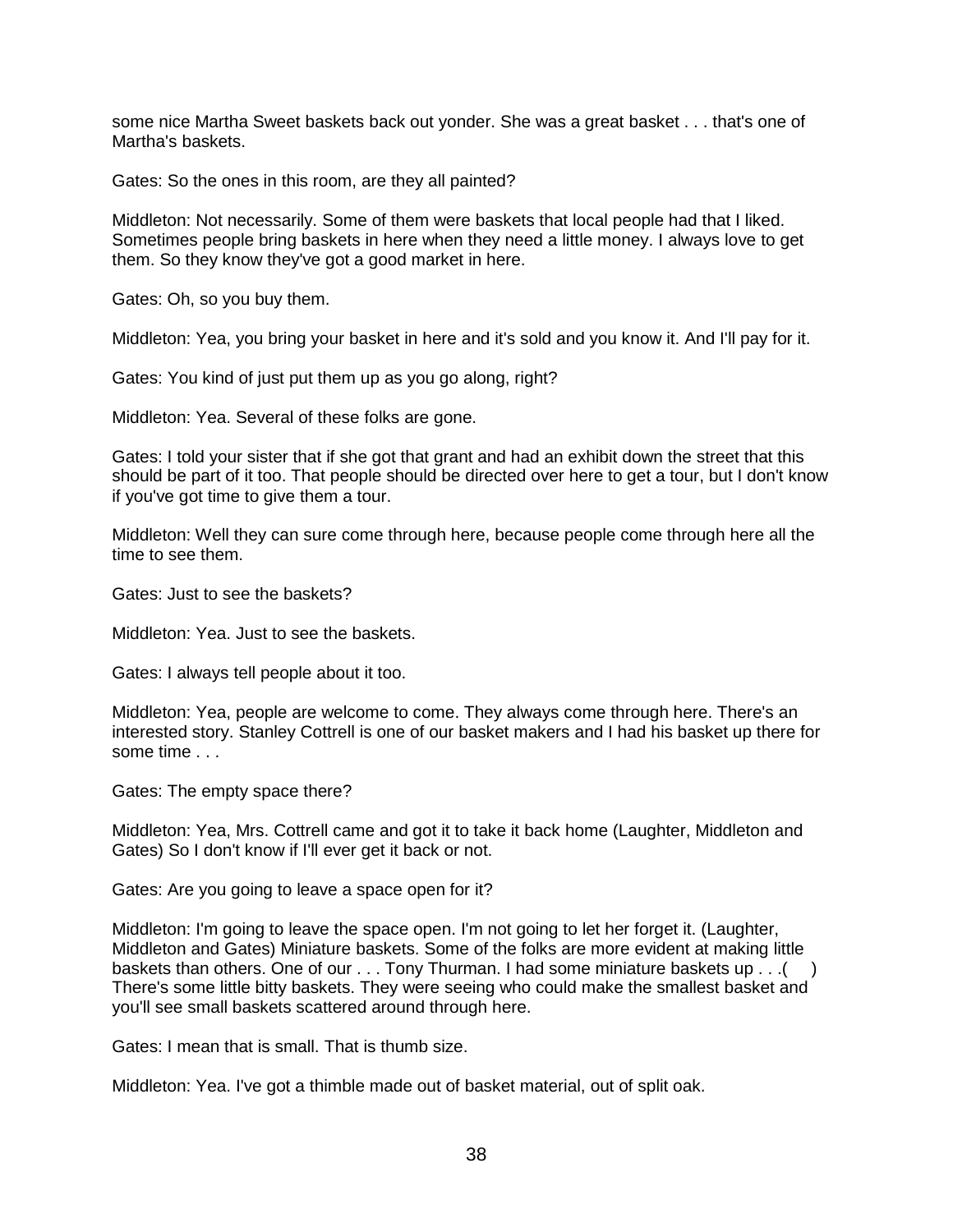some nice Martha Sweet baskets back out yonder. She was a great basket . . . that's one of Martha's baskets.

Gates: So the ones in this room, are they all painted?

Middleton: Not necessarily. Some of them were baskets that local people had that I liked. Sometimes people bring baskets in here when they need a little money. I always love to get them. So they know they've got a good market in here.

Gates: Oh, so you buy them.

Middleton: Yea, you bring your basket in here and it's sold and you know it. And I'll pay for it.

Gates: You kind of just put them up as you go along, right?

Middleton: Yea. Several of these folks are gone.

Gates: I told your sister that if she got that grant and had an exhibit down the street that this should be part of it too. That people should be directed over here to get a tour, but I don't know if you've got time to give them a tour.

Middleton: Well they can sure come through here, because people come through here all the time to see them.

Gates: Just to see the baskets?

Middleton: Yea. Just to see the baskets.

Gates: I always tell people about it too.

Middleton: Yea, people are welcome to come. They always come through here. There's an interested story. Stanley Cottrell is one of our basket makers and I had his basket up there for some time . . .

Gates: The empty space there?

Middleton: Yea, Mrs. Cottrell came and got it to take it back home (Laughter, Middleton and Gates) So I don't know if I'll ever get it back or not.

Gates: Are you going to leave a space open for it?

Middleton: I'm going to leave the space open. I'm not going to let her forget it. (Laughter, Middleton and Gates) Miniature baskets. Some of the folks are more evident at making little baskets than others. One of our . . . Tony Thurman. I had some miniature baskets up . . .(     ) There's some little bitty baskets. They were seeing who could make the smallest basket and you'll see small baskets scattered around through here.

Gates: I mean that is small. That is thumb size.

Middleton: Yea. I've got a thimble made out of basket material, out of split oak.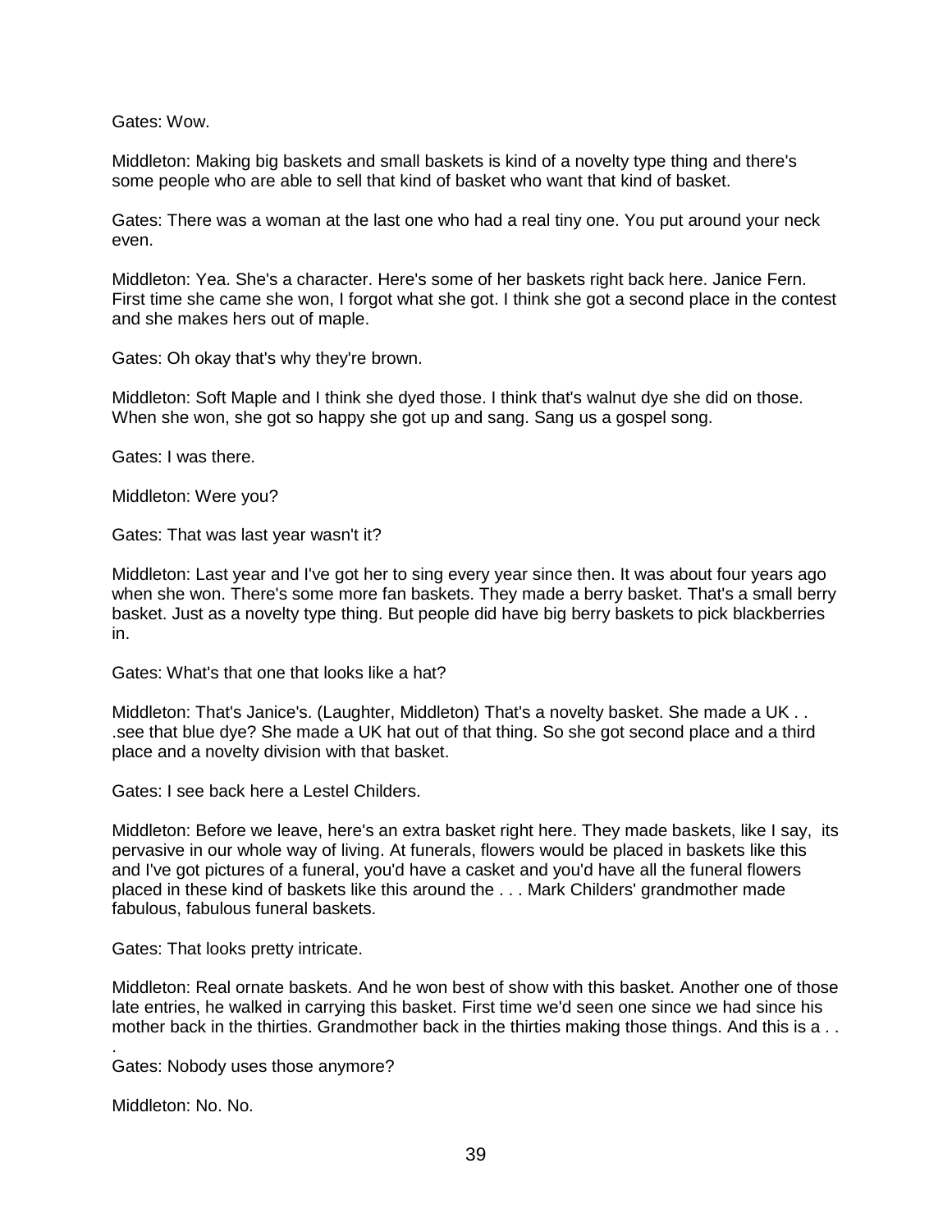Gates: Wow.

Middleton: Making big baskets and small baskets is kind of a novelty type thing and there's some people who are able to sell that kind of basket who want that kind of basket.

Gates: There was a woman at the last one who had a real tiny one. You put around your neck even.

Middleton: Yea. She's a character. Here's some of her baskets right back here. Janice Fern. First time she came she won, I forgot what she got. I think she got a second place in the contest and she makes hers out of maple.

Gates: Oh okay that's why they're brown.

Middleton: Soft Maple and I think she dyed those. I think that's walnut dye she did on those. When she won, she got so happy she got up and sang. Sang us a gospel song.

Gates: I was there.

Middleton: Were you?

Gates: That was last year wasn't it?

Middleton: Last year and I've got her to sing every year since then. It was about four years ago when she won. There's some more fan baskets. They made a berry basket. That's a small berry basket. Just as a novelty type thing. But people did have big berry baskets to pick blackberries in.

Gates: What's that one that looks like a hat?

Middleton: That's Janice's. (Laughter, Middleton) That's a novelty basket. She made a UK . . .see that blue dye? She made a UK hat out of that thing. So she got second place and a third place and a novelty division with that basket.

Gates: I see back here a Lestel Childers.

Middleton: Before we leave, here's an extra basket right here. They made baskets, like I say, its pervasive in our whole way of living. At funerals, flowers would be placed in baskets like this and I've got pictures of a funeral, you'd have a casket and you'd have all the funeral flowers placed in these kind of baskets like this around the . . . Mark Childers' grandmother made fabulous, fabulous funeral baskets.

Gates: That looks pretty intricate.

Middleton: Real ornate baskets. And he won best of show with this basket. Another one of those late entries, he walked in carrying this basket. First time we'd seen one since we had since his mother back in the thirties. Grandmother back in the thirties making those things. And this is a . . .

Gates: Nobody uses those anymore?

Middleton: No. No.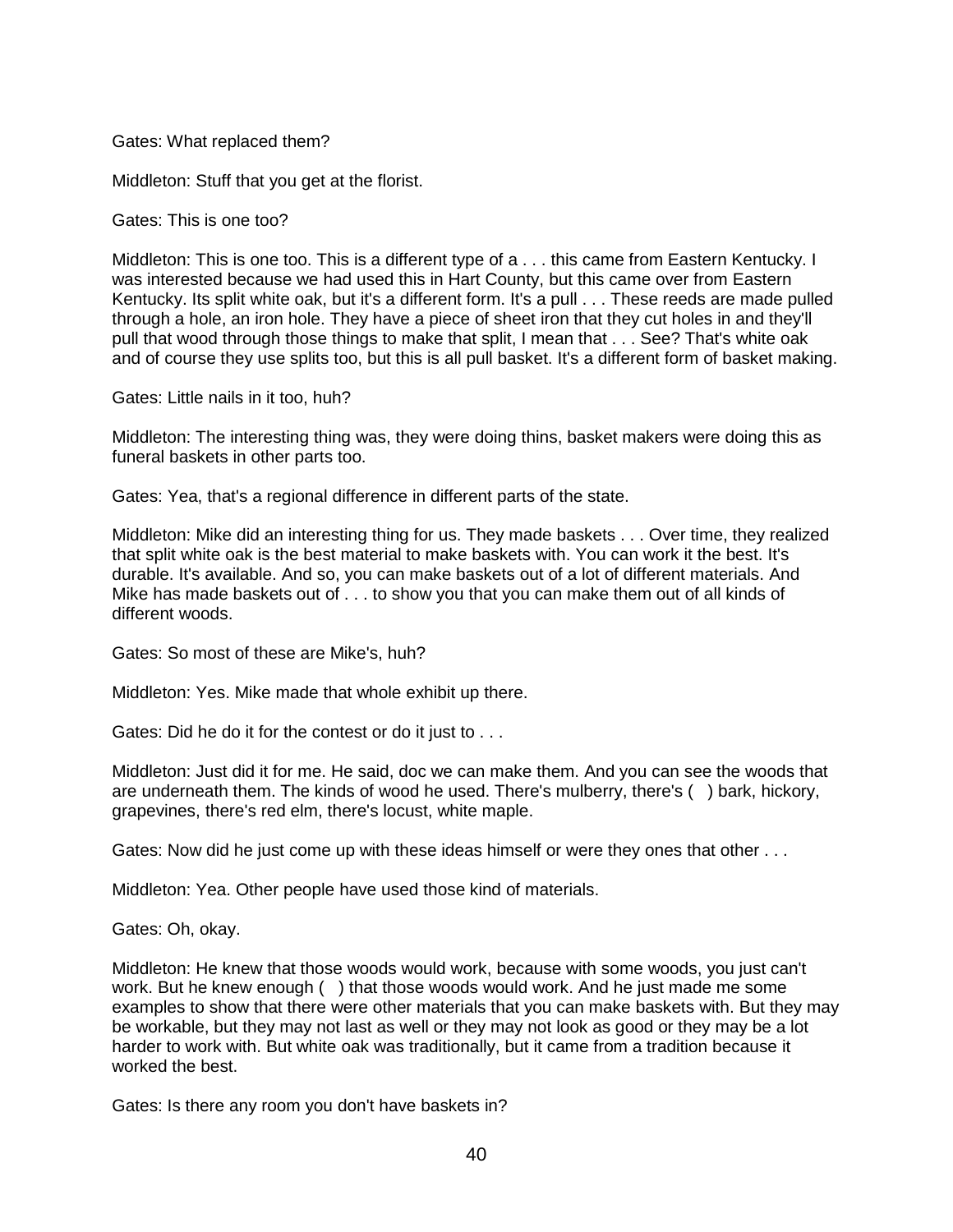Gates: What replaced them?

Middleton: Stuff that you get at the florist.

Gates: This is one too?

Middleton: This is one too. This is a different type of a . . . this came from Eastern Kentucky. I was interested because we had used this in Hart County, but this came over from Eastern Kentucky. Its split white oak, but it's a different form. It's a pull . . . These reeds are made pulled through a hole, an iron hole. They have a piece of sheet iron that they cut holes in and they'll pull that wood through those things to make that split, I mean that . . . See? That's white oak and of course they use splits too, but this is all pull basket. It's a different form of basket making.

Gates: Little nails in it too, huh?

Middleton: The interesting thing was, they were doing thins, basket makers were doing this as funeral baskets in other parts too.

Gates: Yea, that's a regional difference in different parts of the state.

Middleton: Mike did an interesting thing for us. They made baskets . . . Over time, they realized that split white oak is the best material to make baskets with. You can work it the best. It's durable. It's available. And so, you can make baskets out of a lot of different materials. And Mike has made baskets out of . . . to show you that you can make them out of all kinds of different woods.

Gates: So most of these are Mike's, huh?

Middleton: Yes. Mike made that whole exhibit up there.

Gates: Did he do it for the contest or do it just to . . .

Middleton: Just did it for me. He said, doc we can make them. And you can see the woods that are underneath them. The kinds of wood he used. There's mulberry, there's ( ) bark, hickory, grapevines, there's red elm, there's locust, white maple.

Gates: Now did he just come up with these ideas himself or were they ones that other . . .

Middleton: Yea. Other people have used those kind of materials.

Gates: Oh, okay.

Middleton: He knew that those woods would work, because with some woods, you just can't work. But he knew enough ( ) that those woods would work. And he just made me some examples to show that there were other materials that you can make baskets with. But they may be workable, but they may not last as well or they may not look as good or they may be a lot harder to work with. But white oak was traditionally, but it came from a tradition because it worked the best.

Gates: Is there any room you don't have baskets in?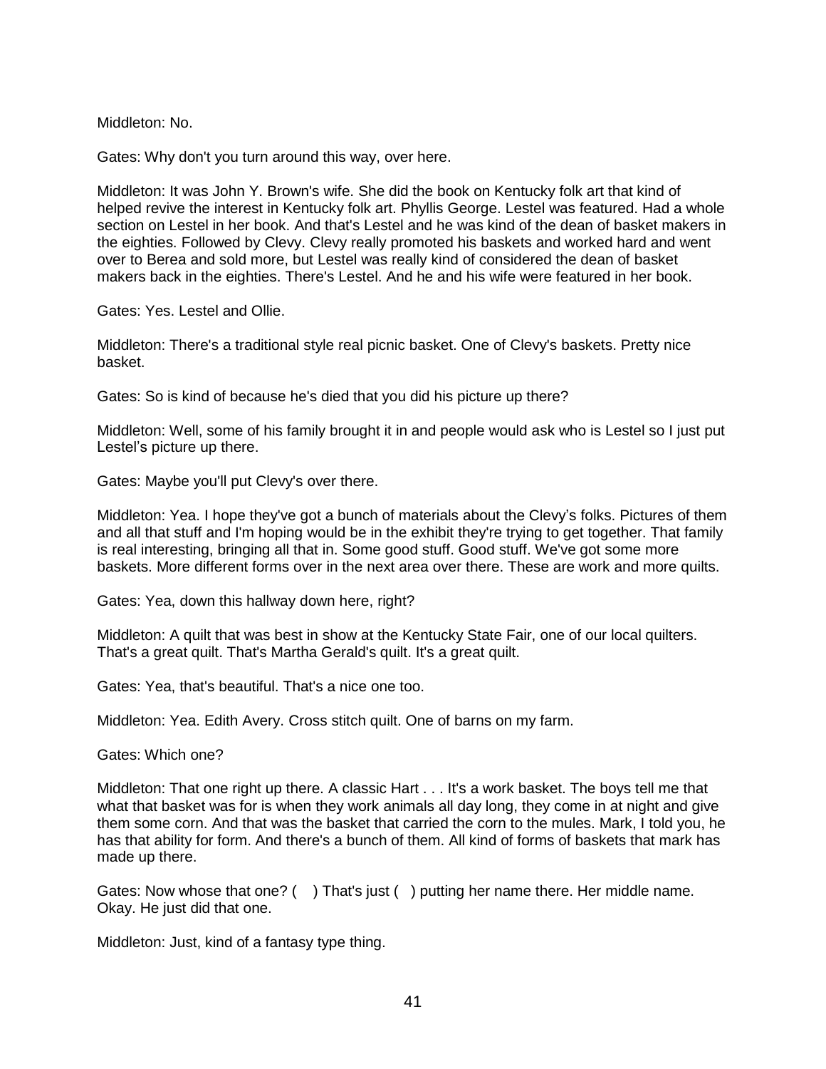Middleton: No.

Gates: Why don't you turn around this way, over here.

Middleton: It was John Y. Brown's wife. She did the book on Kentucky folk art that kind of helped revive the interest in Kentucky folk art. Phyllis George. Lestel was featured. Had a whole section on Lestel in her book. And that's Lestel and he was kind of the dean of basket makers in the eighties. Followed by Clevy. Clevy really promoted his baskets and worked hard and went over to Berea and sold more, but Lestel was really kind of considered the dean of basket makers back in the eighties. There's Lestel. And he and his wife were featured in her book.

Gates: Yes. Lestel and Ollie.

Middleton: There's a traditional style real picnic basket. One of Clevy's baskets. Pretty nice basket.

Gates: So is kind of because he's died that you did his picture up there?

Middleton: Well, some of his family brought it in and people would ask who is Lestel so I just put Lestel's picture up there.

Gates: Maybe you'll put Clevy's over there.

Middleton: Yea. I hope they've got a bunch of materials about the Clevy's folks. Pictures of them and all that stuff and I'm hoping would be in the exhibit they're trying to get together. That family is real interesting, bringing all that in. Some good stuff. Good stuff. We've got some more baskets. More different forms over in the next area over there. These are work and more quilts.

Gates: Yea, down this hallway down here, right?

Middleton: A quilt that was best in show at the Kentucky State Fair, one of our local quilters. That's a great quilt. That's Martha Gerald's quilt. It's a great quilt.

Gates: Yea, that's beautiful. That's a nice one too.

Middleton: Yea. Edith Avery. Cross stitch quilt. One of barns on my farm.

Gates: Which one?

Middleton: That one right up there. A classic Hart . . . It's a work basket. The boys tell me that what that basket was for is when they work animals all day long, they come in at night and give them some corn. And that was the basket that carried the corn to the mules. Mark, I told you, he has that ability for form. And there's a bunch of them. All kind of forms of baskets that mark has made up there.

Gates: Now whose that one? (   ) That's just (   ) putting her name there. Her middle name. Okay. He just did that one.

Middleton: Just, kind of a fantasy type thing.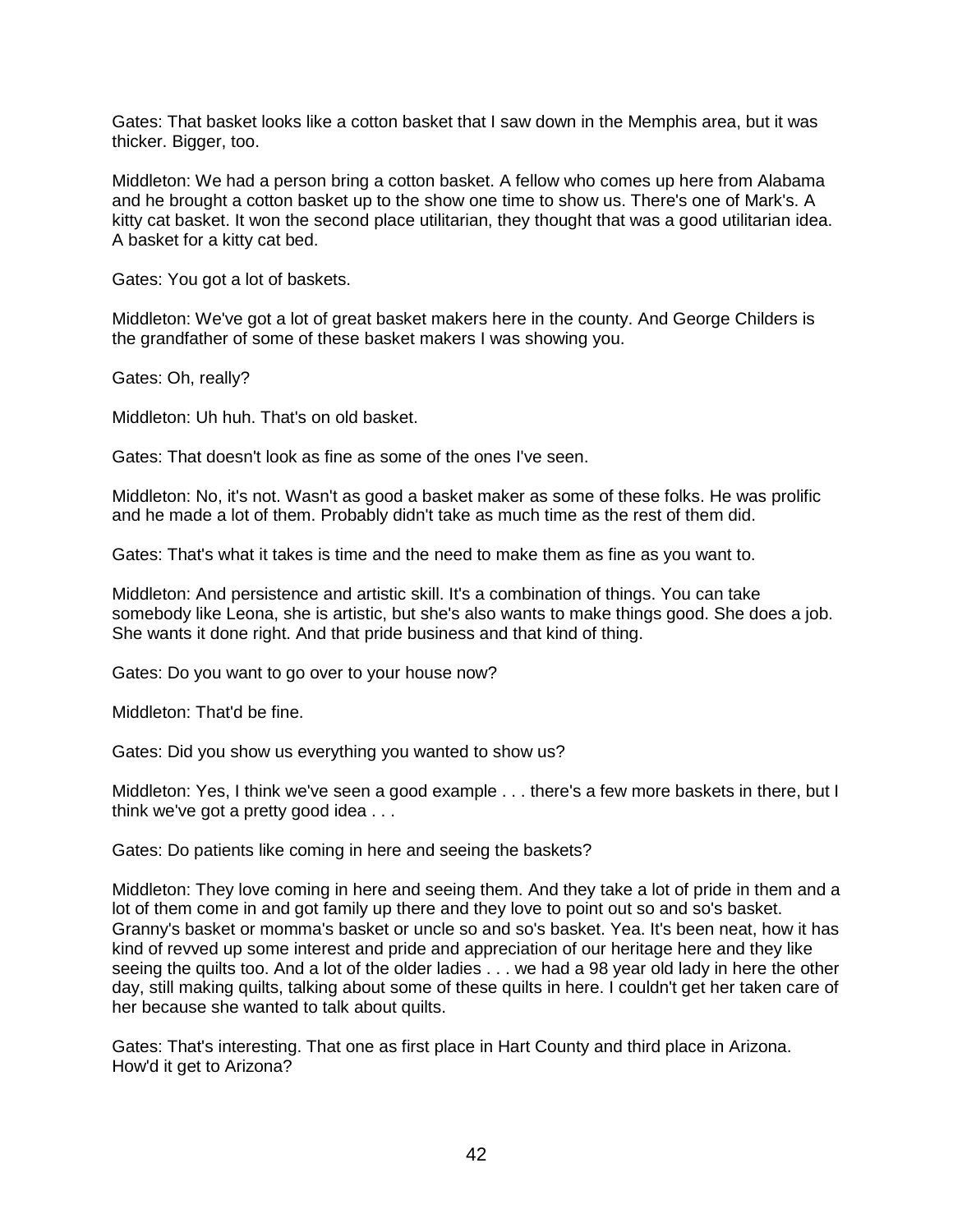Gates: That basket looks like a cotton basket that I saw down in the Memphis area, but it was thicker. Bigger, too.

Middleton: We had a person bring a cotton basket. A fellow who comes up here from Alabama and he brought a cotton basket up to the show one time to show us. There's one of Mark's. A kitty cat basket. It won the second place utilitarian, they thought that was a good utilitarian idea. A basket for a kitty cat bed.

Gates: You got a lot of baskets.

Middleton: We've got a lot of great basket makers here in the county. And George Childers is the grandfather of some of these basket makers I was showing you.

Gates: Oh, really?

Middleton: Uh huh. That's on old basket.

Gates: That doesn't look as fine as some of the ones I've seen.

Middleton: No, it's not. Wasn't as good a basket maker as some of these folks. He was prolific and he made a lot of them. Probably didn't take as much time as the rest of them did.

Gates: That's what it takes is time and the need to make them as fine as you want to.

Middleton: And persistence and artistic skill. It's a combination of things. You can take somebody like Leona, she is artistic, but she's also wants to make things good. She does a job. She wants it done right. And that pride business and that kind of thing.

Gates: Do you want to go over to your house now?

Middleton: That'd be fine.

Gates: Did you show us everything you wanted to show us?

Middleton: Yes, I think we've seen a good example . . . there's a few more baskets in there, but I think we've got a pretty good idea . . .

Gates: Do patients like coming in here and seeing the baskets?

Middleton: They love coming in here and seeing them. And they take a lot of pride in them and a lot of them come in and got family up there and they love to point out so and so's basket. Granny's basket or momma's basket or uncle so and so's basket. Yea. It's been neat, how it has kind of revved up some interest and pride and appreciation of our heritage here and they like seeing the quilts too. And a lot of the older ladies . . . we had a 98 year old lady in here the other day, still making quilts, talking about some of these quilts in here. I couldn't get her taken care of her because she wanted to talk about quilts.

Gates: That's interesting. That one as first place in Hart County and third place in Arizona. How'd it get to Arizona?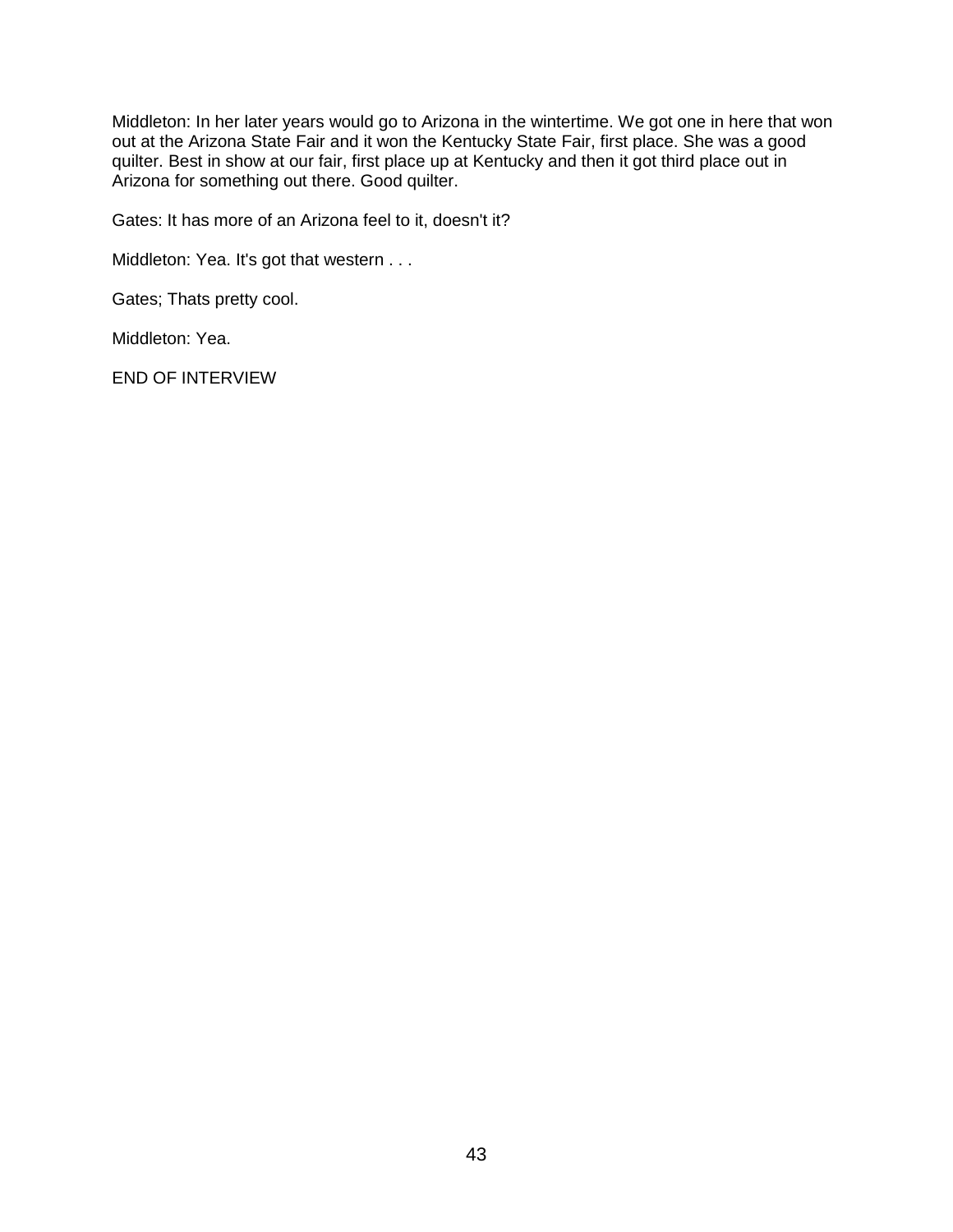Middleton: In her later years would go to Arizona in the wintertime. We got one in here that won out at the Arizona State Fair and it won the Kentucky State Fair, first place. She was a good quilter. Best in show at our fair, first place up at Kentucky and then it got third place out in Arizona for something out there. Good quilter.

Gates: It has more of an Arizona feel to it, doesn't it?

Middleton: Yea. It's got that western . . .

Gates; Thats pretty cool.

Middleton: Yea.

END OF INTERVIEW